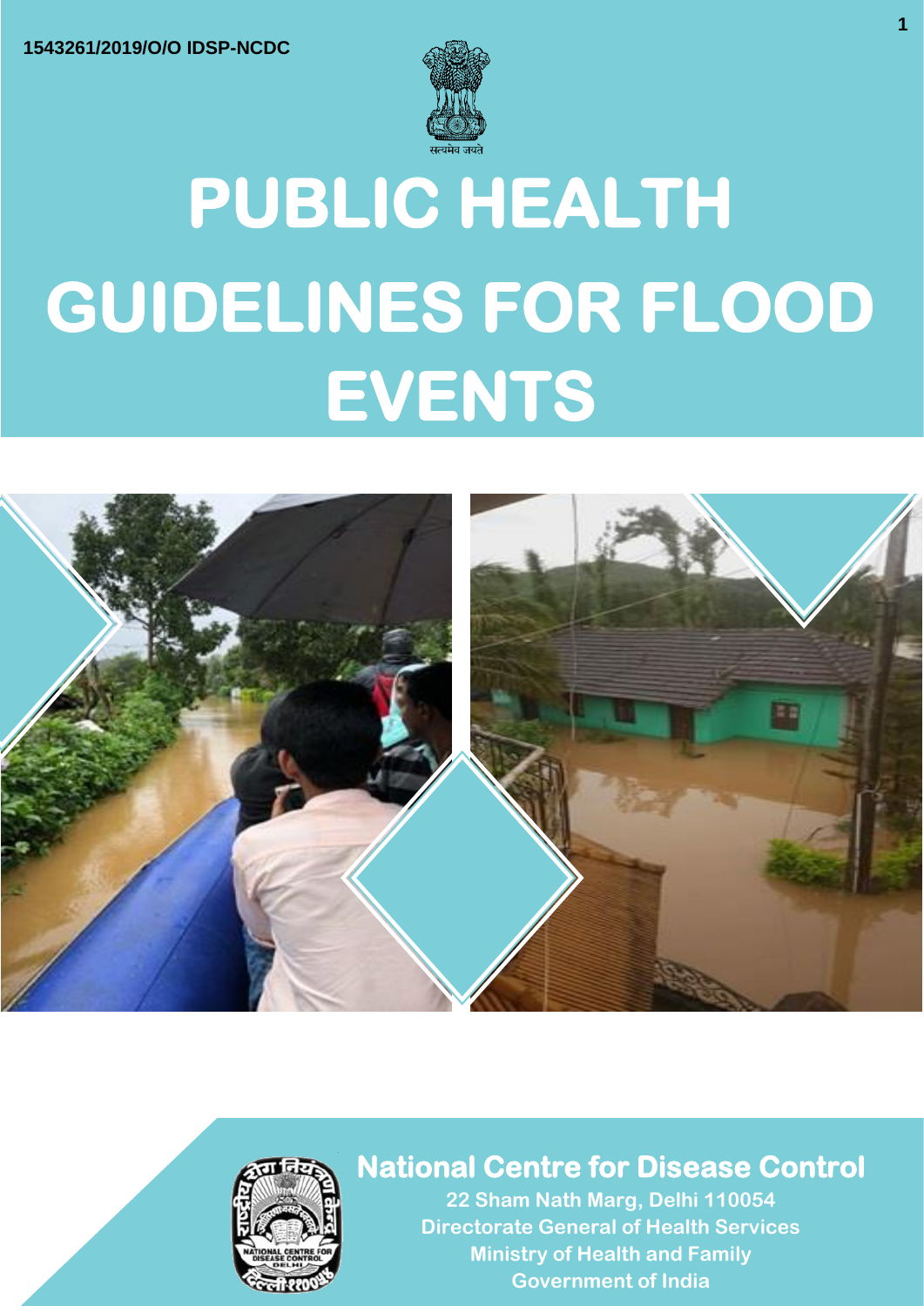1543261/2019/O/O IDSP-NCDC

सत्यमेव जयते

# PUBLIC HEALTH GUIDELINES FOR FLOOD EVENTS

## National Centre for Disease Control

22 Sham Nath Marg, Delhi 110054
Directorate General of Health Services
Ministry of Health and Family
Government of India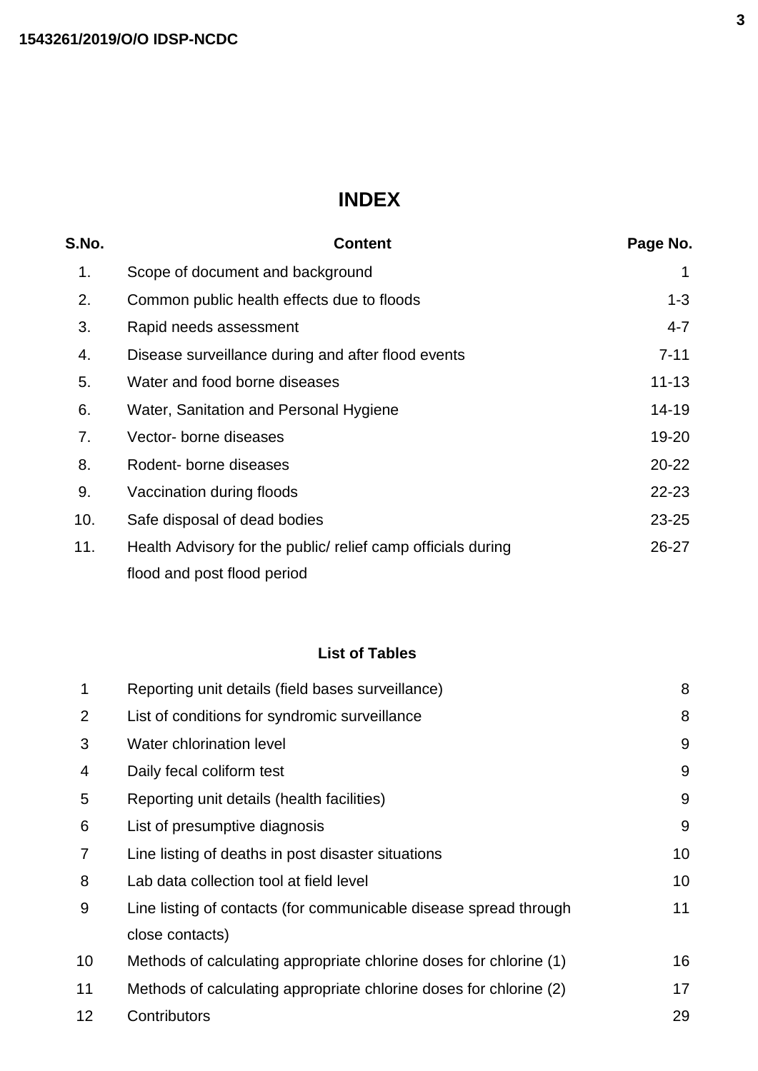# INDEX

| S.No. | Content | Page No. |
|---|---|---|
| 1. | Scope of document and background | 1 |
| 2. | Common public health effects due to floods | 1-3 |
| 3. | Rapid needs assessment | 4-7 |
| 4. | Disease surveillance during and after flood events | 7-11 |
| 5. | Water and food borne diseases | 11-13 |
| 6. | Water, Sanitation and Personal Hygiene | 14-19 |
| 7. | Vector- borne diseases | 19-20 |
| 8. | Rodent- borne diseases | 20-22 |
| 9. | Vaccination during floods | 22-23 |
| 10. | Safe disposal of dead bodies | 23-25 |
| 11. | Health Advisory for the public/ relief camp officials during flood and post flood period | 26-27 |

## List of Tables

| | | |
|---|---|---|
| 1 | Reporting unit details (field bases surveillance) | 8 |
| 2 | List of conditions for syndromic surveillance | 8 |
| 3 | Water chlorination level | 9 |
| 4 | Daily fecal coliform test | 9 |
| 5 | Reporting unit details (health facilities) | 9 |
| 6 | List of presumptive diagnosis | 9 |
| 7 | Line listing of deaths in post disaster situations | 10 |
| 8 | Lab data collection tool at field level | 10 |
| 9 | Line listing of contacts (for communicable disease spread through close contacts) | 11 |
| 10 | Methods of calculating appropriate chlorine doses for chlorine (1) | 16 |
| 11 | Methods of calculating appropriate chlorine doses for chlorine (2) | 17 |
| 12 | Contributors | 29 |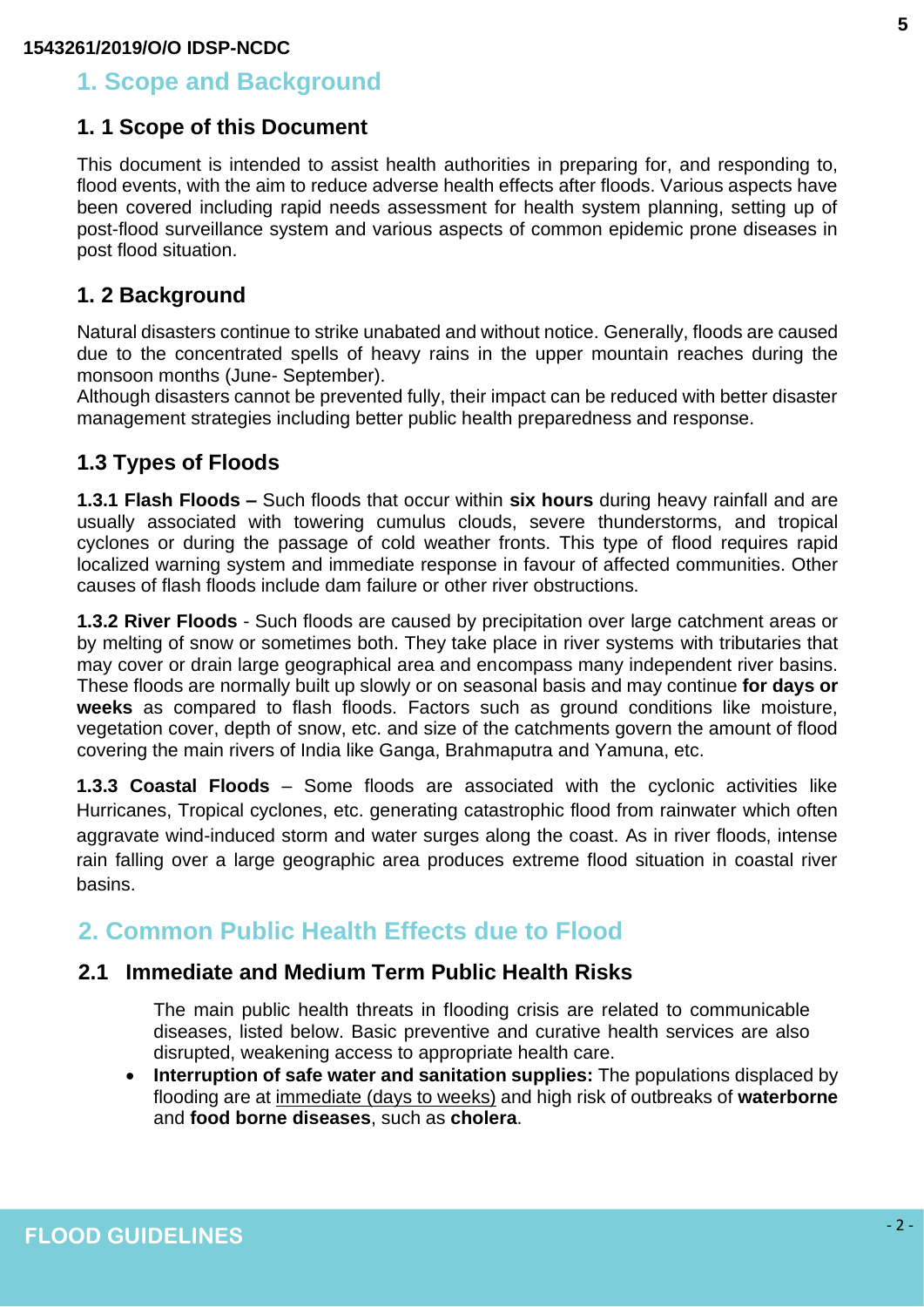# 1. Scope and Background

## 1. 1 Scope of this Document

This document is intended to assist health authorities in preparing for, and responding to, flood events, with the aim to reduce adverse health effects after floods. Various aspects have been covered including rapid needs assessment for health system planning, setting up of post-flood surveillance system and various aspects of common epidemic prone diseases in post flood situation.

## 1. 2 Background

Natural disasters continue to strike unabated and without notice. Generally, floods are caused due to the concentrated spells of heavy rains in the upper mountain reaches during the monsoon months (June- September).

Although disasters cannot be prevented fully, their impact can be reduced with better disaster management strategies including better public health preparedness and response.

## 1.3 Types of Floods

**1.3.1 Flash Floods –** Such floods that occur within **six hours** during heavy rainfall and are usually associated with towering cumulus clouds, severe thunderstorms, and tropical cyclones or during the passage of cold weather fronts. This type of flood requires rapid localized warning system and immediate response in favour of affected communities. Other causes of flash floods include dam failure or other river obstructions.

**1.3.2 River Floods** - Such floods are caused by precipitation over large catchment areas or by melting of snow or sometimes both. They take place in river systems with tributaries that may cover or drain large geographical area and encompass many independent river basins. These floods are normally built up slowly or on seasonal basis and may continue **for days or weeks** as compared to flash floods. Factors such as ground conditions like moisture, vegetation cover, depth of snow, etc. and size of the catchments govern the amount of flood covering the main rivers of India like Ganga, Brahmaputra and Yamuna, etc.

**1.3.3 Coastal Floods** – Some floods are associated with the cyclonic activities like Hurricanes, Tropical cyclones, etc. generating catastrophic flood from rainwater which often aggravate wind-induced storm and water surges along the coast. As in river floods, intense rain falling over a large geographic area produces extreme flood situation in coastal river basins.

# 2. Common Public Health Effects due to Flood

## 2.1 Immediate and Medium Term Public Health Risks

The main public health threats in flooding crisis are related to communicable diseases, listed below. Basic preventive and curative health services are also disrupted, weakening access to appropriate health care.

- **Interruption of safe water and sanitation supplies:** The populations displaced by flooding are at immediate (days to weeks) and high risk of outbreaks of **waterborne** and **food borne diseases**, such as **cholera**.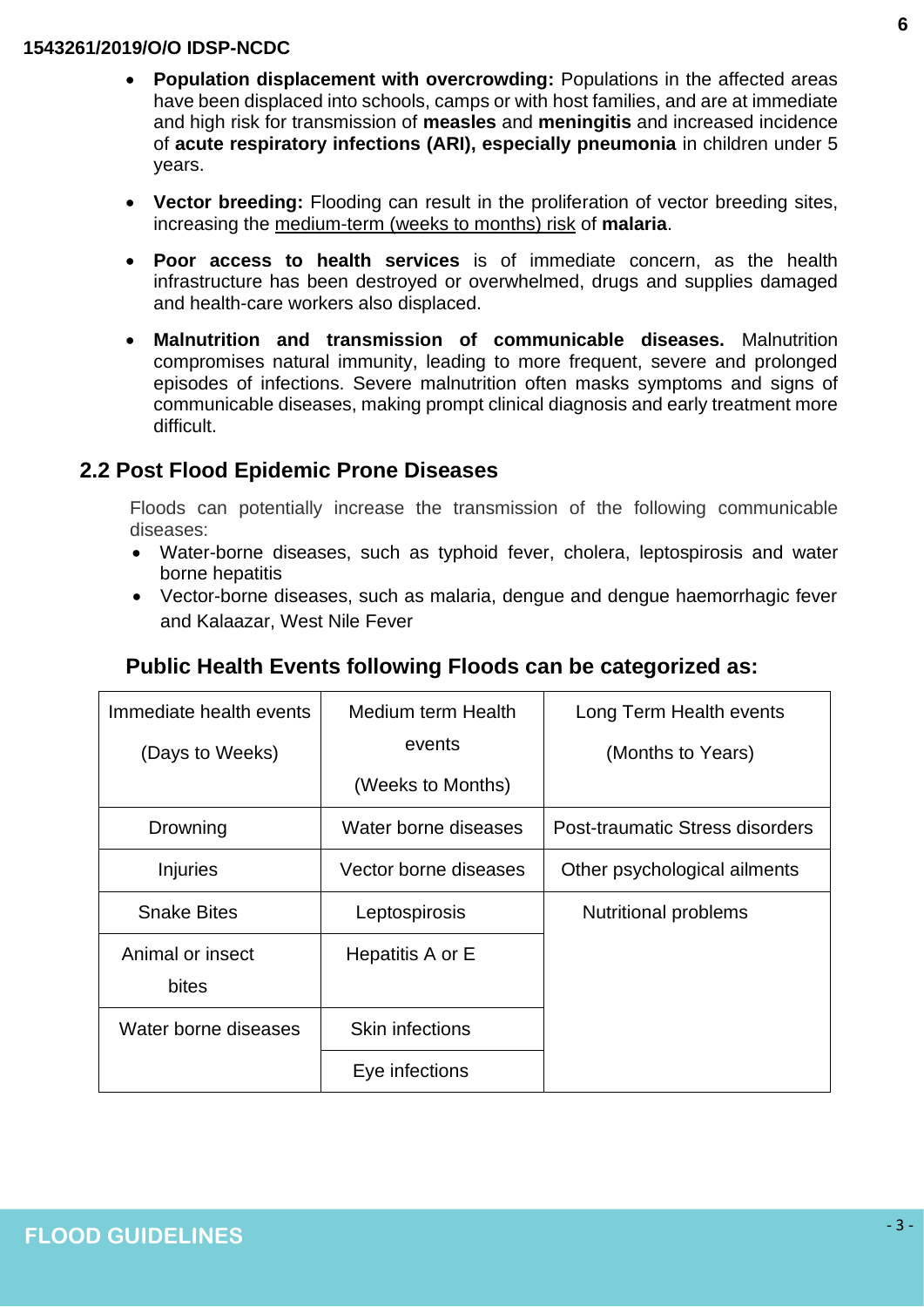- **Population displacement with overcrowding:** Populations in the affected areas have been displaced into schools, camps or with host families, and are at immediate and high risk for transmission of **measles** and **meningitis** and increased incidence of **acute respiratory infections (ARI), especially pneumonia** in children under 5 years.
- **Vector breeding:** Flooding can result in the proliferation of vector breeding sites, increasing the medium-term (weeks to months) risk of **malaria**.
- **Poor access to health services** is of immediate concern, as the health infrastructure has been destroyed or overwhelmed, drugs and supplies damaged and health-care workers also displaced.
- **Malnutrition and transmission of communicable diseases.** Malnutrition compromises natural immunity, leading to more frequent, severe and prolonged episodes of infections. Severe malnutrition often masks symptoms and signs of communicable diseases, making prompt clinical diagnosis and early treatment more difficult.

## 2.2 Post Flood Epidemic Prone Diseases

Floods can potentially increase the transmission of the following communicable diseases:

- Water-borne diseases, such as typhoid fever, cholera, leptospirosis and water borne hepatitis
- Vector-borne diseases, such as malaria, dengue and dengue haemorrhagic fever and Kalaazar, West Nile Fever

### Public Health Events following Floods can be categorized as:

| Immediate health events (Days to Weeks) | Medium term Health events (Weeks to Months) | Long Term Health events (Months to Years) |
|---|---|---|
| Drowning | Water borne diseases | Post-traumatic Stress disorders |
| Injuries | Vector borne diseases | Other psychological ailments |
| Snake Bites | Leptospirosis | Nutritional problems |
| Animal or insect bites | Hepatitis A or E | |
| Water borne diseases | Skin infections | |
| | Eye infections | |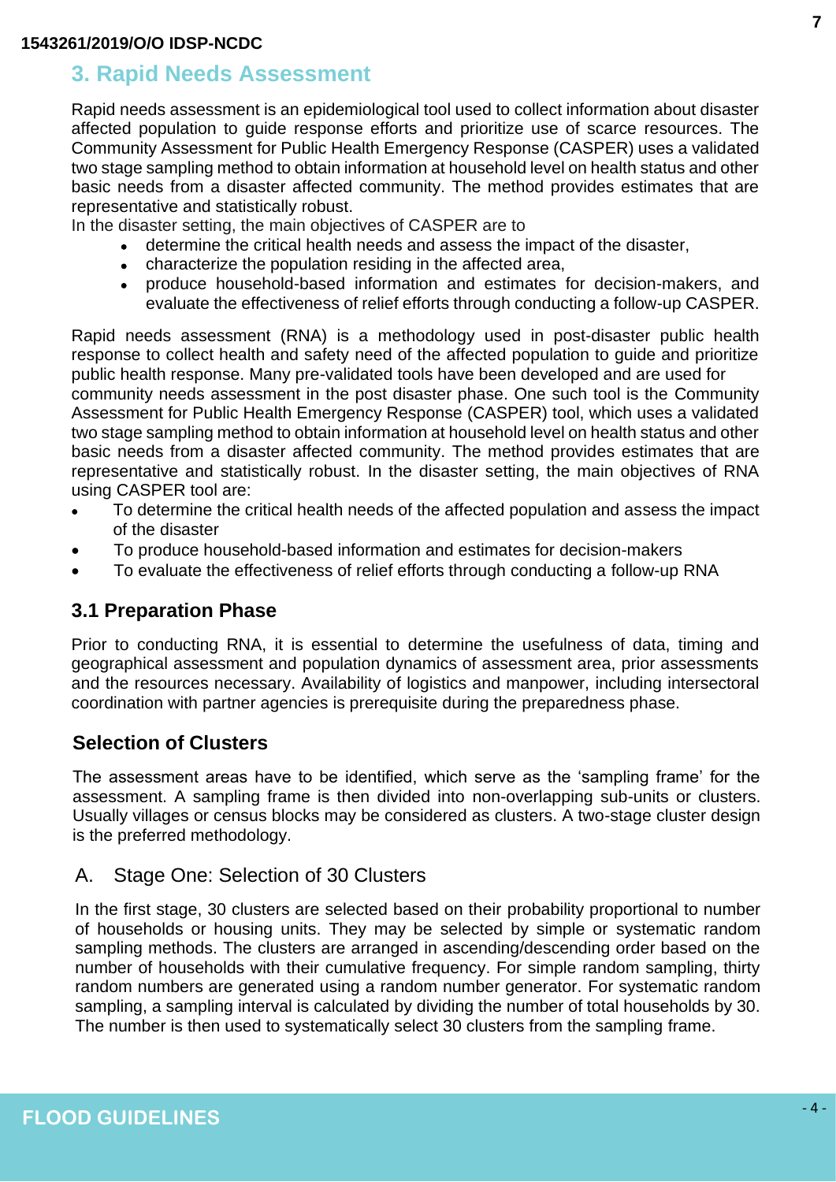## 3. Rapid Needs Assessment

Rapid needs assessment is an epidemiological tool used to collect information about disaster affected population to guide response efforts and prioritize use of scarce resources. The Community Assessment for Public Health Emergency Response (CASPER) uses a validated two stage sampling method to obtain information at household level on health status and other basic needs from a disaster affected community. The method provides estimates that are representative and statistically robust.

In the disaster setting, the main objectives of CASPER are to

- determine the critical health needs and assess the impact of the disaster,
- characterize the population residing in the affected area,
- produce household-based information and estimates for decision-makers, and evaluate the effectiveness of relief efforts through conducting a follow-up CASPER.

Rapid needs assessment (RNA) is a methodology used in post-disaster public health response to collect health and safety need of the affected population to guide and prioritize public health response. Many pre-validated tools have been developed and are used for community needs assessment in the post disaster phase. One such tool is the Community Assessment for Public Health Emergency Response (CASPER) tool, which uses a validated two stage sampling method to obtain information at household level on health status and other basic needs from a disaster affected community. The method provides estimates that are representative and statistically robust. In the disaster setting, the main objectives of RNA using CASPER tool are:

- To determine the critical health needs of the affected population and assess the impact of the disaster
- To produce household-based information and estimates for decision-makers
- To evaluate the effectiveness of relief efforts through conducting a follow-up RNA

### 3.1 Preparation Phase

Prior to conducting RNA, it is essential to determine the usefulness of data, timing and geographical assessment and population dynamics of assessment area, prior assessments and the resources necessary. Availability of logistics and manpower, including intersectoral coordination with partner agencies is prerequisite during the preparedness phase.

### Selection of Clusters

The assessment areas have to be identified, which serve as the 'sampling frame' for the assessment. A sampling frame is then divided into non-overlapping sub-units or clusters. Usually villages or census blocks may be considered as clusters. A two-stage cluster design is the preferred methodology.

#### A. Stage One: Selection of 30 Clusters

In the first stage, 30 clusters are selected based on their probability proportional to number of households or housing units. They may be selected by simple or systematic random sampling methods. The clusters are arranged in ascending/descending order based on the number of households with their cumulative frequency. For simple random sampling, thirty random numbers are generated using a random number generator. For systematic random sampling, a sampling interval is calculated by dividing the number of total households by 30. The number is then used to systematically select 30 clusters from the sampling frame.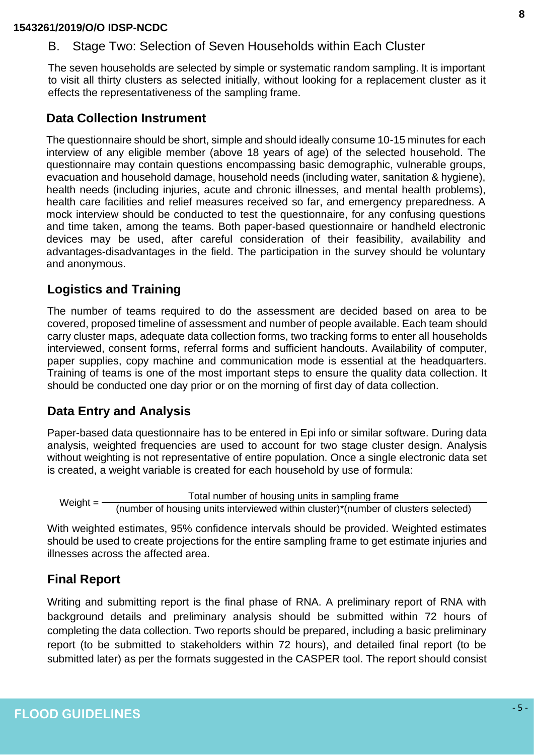B. Stage Two: Selection of Seven Households within Each Cluster

The seven households are selected by simple or systematic random sampling. It is important to visit all thirty clusters as selected initially, without looking for a replacement cluster as it effects the representativeness of the sampling frame.

## Data Collection Instrument

The questionnaire should be short, simple and should ideally consume 10-15 minutes for each interview of any eligible member (above 18 years of age) of the selected household. The questionnaire may contain questions encompassing basic demographic, vulnerable groups, evacuation and household damage, household needs (including water, sanitation & hygiene), health needs (including injuries, acute and chronic illnesses, and mental health problems), health care facilities and relief measures received so far, and emergency preparedness. A mock interview should be conducted to test the questionnaire, for any confusing questions and time taken, among the teams. Both paper-based questionnaire or handheld electronic devices may be used, after careful consideration of their feasibility, availability and advantages-disadvantages in the field. The participation in the survey should be voluntary and anonymous.

## Logistics and Training

The number of teams required to do the assessment are decided based on area to be covered, proposed timeline of assessment and number of people available. Each team should carry cluster maps, adequate data collection forms, two tracking forms to enter all households interviewed, consent forms, referral forms and sufficient handouts. Availability of computer, paper supplies, copy machine and communication mode is essential at the headquarters. Training of teams is one of the most important steps to ensure the quality data collection. It should be conducted one day prior or on the morning of first day of data collection.

## Data Entry and Analysis

Paper-based data questionnaire has to be entered in Epi info or similar software. During data analysis, weighted frequencies are used to account for two stage cluster design. Analysis without weighting is not representative of entire population. Once a single electronic data set is created, a weight variable is created for each household by use of formula:

$$\text{Weight} = \frac{\text{Total number of housing units in sampling frame}}{(\text{number of housing units interviewed within cluster})*(\text{number of clusters selected})}$$

With weighted estimates, 95% confidence intervals should be provided. Weighted estimates should be used to create projections for the entire sampling frame to get estimate injuries and illnesses across the affected area.

## Final Report

Writing and submitting report is the final phase of RNA. A preliminary report of RNA with background details and preliminary analysis should be submitted within 72 hours of completing the data collection. Two reports should be prepared, including a basic preliminary report (to be submitted to stakeholders within 72 hours), and detailed final report (to be submitted later) as per the formats suggested in the CASPER tool. The report should consist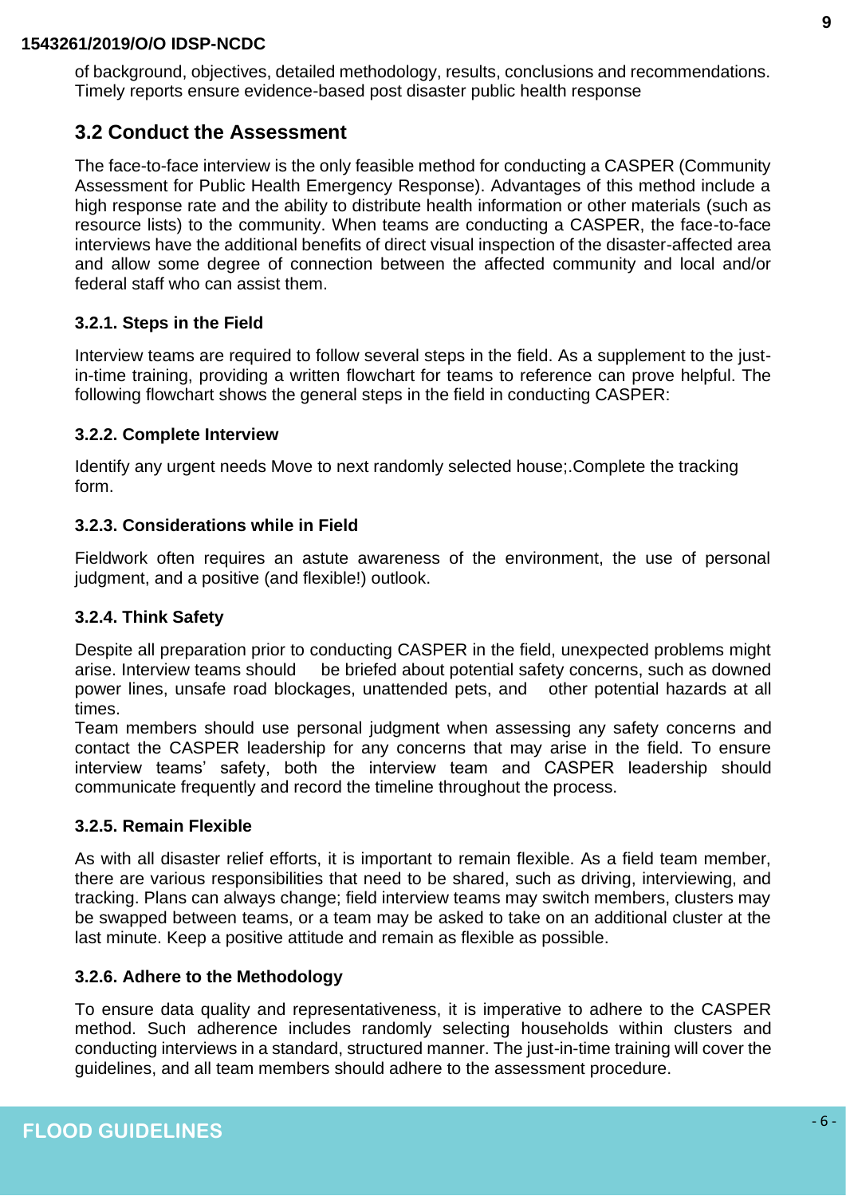of background, objectives, detailed methodology, results, conclusions and recommendations. Timely reports ensure evidence-based post disaster public health response

## 3.2 Conduct the Assessment

The face-to-face interview is the only feasible method for conducting a CASPER (Community Assessment for Public Health Emergency Response). Advantages of this method include a high response rate and the ability to distribute health information or other materials (such as resource lists) to the community. When teams are conducting a CASPER, the face-to-face interviews have the additional benefits of direct visual inspection of the disaster-affected area and allow some degree of connection between the affected community and local and/or federal staff who can assist them.

### 3.2.1. Steps in the Field

Interview teams are required to follow several steps in the field. As a supplement to the just-in-time training, providing a written flowchart for teams to reference can prove helpful. The following flowchart shows the general steps in the field in conducting CASPER:

### 3.2.2. Complete Interview

Identify any urgent needs Move to next randomly selected house;.Complete the tracking form.

### 3.2.3. Considerations while in Field

Fieldwork often requires an astute awareness of the environment, the use of personal judgment, and a positive (and flexible!) outlook.

### 3.2.4. Think Safety

Despite all preparation prior to conducting CASPER in the field, unexpected problems might arise. Interview teams should be briefed about potential safety concerns, such as downed power lines, unsafe road blockages, unattended pets, and other potential hazards at all times.

Team members should use personal judgment when assessing any safety concerns and contact the CASPER leadership for any concerns that may arise in the field. To ensure interview teams' safety, both the interview team and CASPER leadership should communicate frequently and record the timeline throughout the process.

### 3.2.5. Remain Flexible

As with all disaster relief efforts, it is important to remain flexible. As a field team member, there are various responsibilities that need to be shared, such as driving, interviewing, and tracking. Plans can always change; field interview teams may switch members, clusters may be swapped between teams, or a team may be asked to take on an additional cluster at the last minute. Keep a positive attitude and remain as flexible as possible.

### 3.2.6. Adhere to the Methodology

To ensure data quality and representativeness, it is imperative to adhere to the CASPER method. Such adherence includes randomly selecting households within clusters and conducting interviews in a standard, structured manner. The just-in-time training will cover the guidelines, and all team members should adhere to the assessment procedure.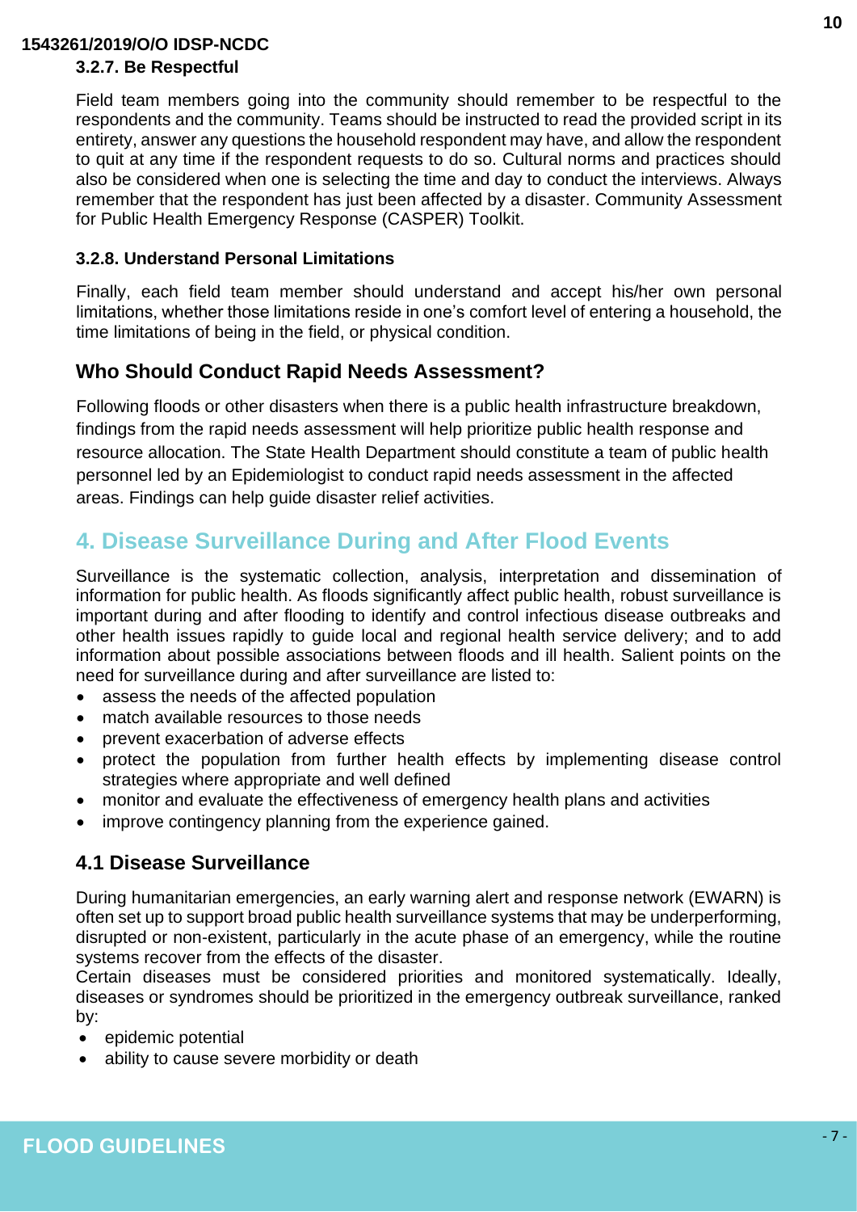#### 3.2.7. Be Respectful

Field team members going into the community should remember to be respectful to the respondents and the community. Teams should be instructed to read the provided script in its entirety, answer any questions the household respondent may have, and allow the respondent to quit at any time if the respondent requests to do so. Cultural norms and practices should also be considered when one is selecting the time and day to conduct the interviews. Always remember that the respondent has just been affected by a disaster. Community Assessment for Public Health Emergency Response (CASPER) Toolkit.

#### 3.2.8. Understand Personal Limitations

Finally, each field team member should understand and accept his/her own personal limitations, whether those limitations reside in one's comfort level of entering a household, the time limitations of being in the field, or physical condition.

### Who Should Conduct Rapid Needs Assessment?

Following floods or other disasters when there is a public health infrastructure breakdown, findings from the rapid needs assessment will help prioritize public health response and resource allocation. The State Health Department should constitute a team of public health personnel led by an Epidemiologist to conduct rapid needs assessment in the affected areas. Findings can help guide disaster relief activities.

## 4. Disease Surveillance During and After Flood Events

Surveillance is the systematic collection, analysis, interpretation and dissemination of information for public health. As floods significantly affect public health, robust surveillance is important during and after flooding to identify and control infectious disease outbreaks and other health issues rapidly to guide local and regional health service delivery; and to add information about possible associations between floods and ill health. Salient points on the need for surveillance during and after surveillance are listed to:

- assess the needs of the affected population
- match available resources to those needs
- prevent exacerbation of adverse effects
- protect the population from further health effects by implementing disease control strategies where appropriate and well defined
- monitor and evaluate the effectiveness of emergency health plans and activities
- improve contingency planning from the experience gained.

### 4.1 Disease Surveillance

During humanitarian emergencies, an early warning alert and response network (EWARN) is often set up to support broad public health surveillance systems that may be underperforming, disrupted or non-existent, particularly in the acute phase of an emergency, while the routine systems recover from the effects of the disaster.

Certain diseases must be considered priorities and monitored systematically. Ideally, diseases or syndromes should be prioritized in the emergency outbreak surveillance, ranked by:

- epidemic potential
- ability to cause severe morbidity or death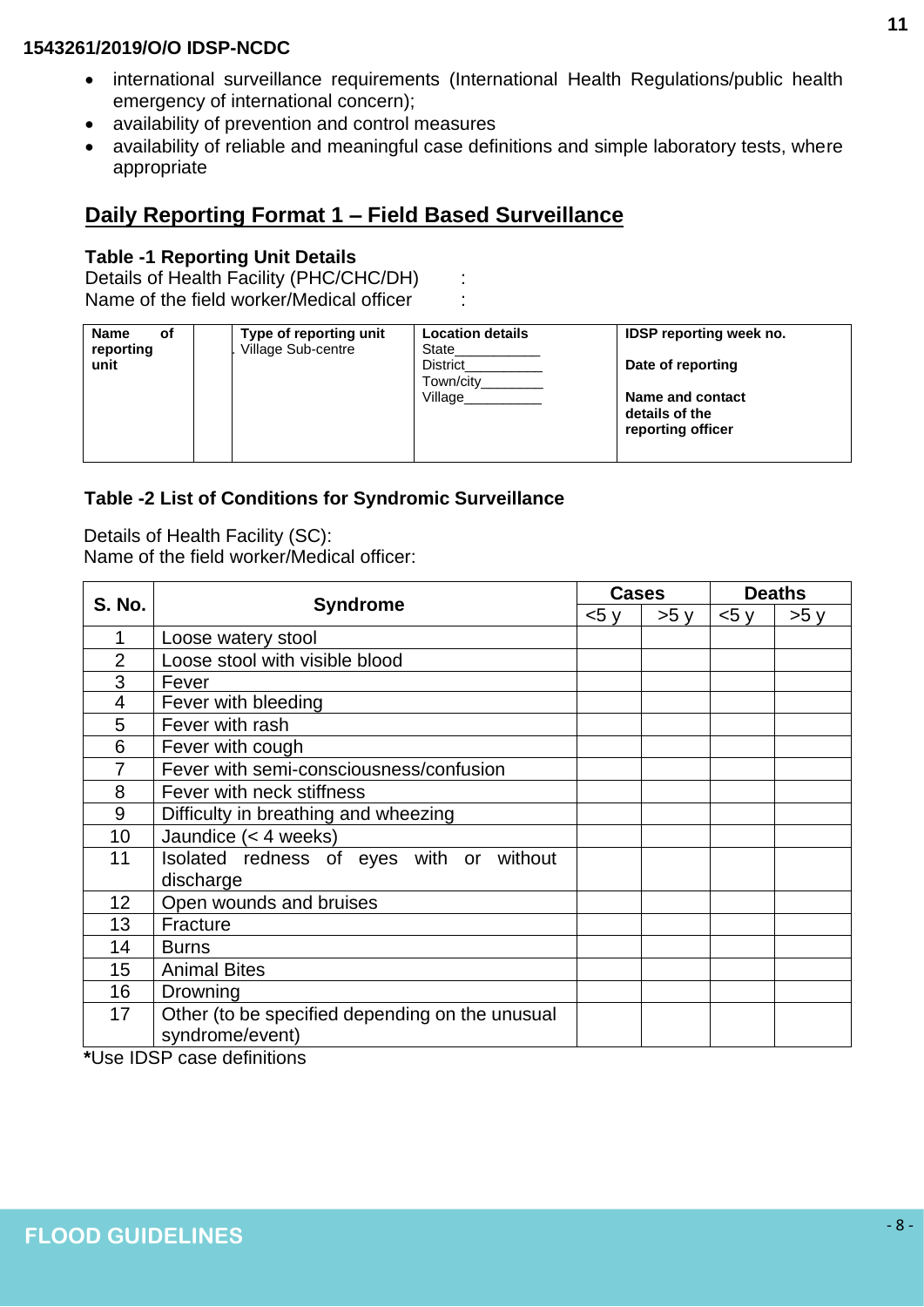- international surveillance requirements (International Health Regulations/public health emergency of international concern);
- availability of prevention and control measures
- availability of reliable and meaningful case definitions and simple laboratory tests, where appropriate

## Daily Reporting Format 1 – Field Based Surveillance

**Table -1 Reporting Unit Details**

Details of Health Facility (PHC/CHC/DH) :

Name of the field worker/Medical officer :

| **Name of reporting unit** | | **Type of reporting unit** | **Location details** | **IDSP reporting week no.** |
|---|---|---|---|---|
| | | . Village Sub-centre | State___________<br>District__________<br>Town/city________<br>Village__________ | **Date of reporting**<br><br>**Name and contact details of the reporting officer** |

**Table -2 List of Conditions for Syndromic Surveillance**

Details of Health Facility (SC):

Name of the field worker/Medical officer:

| S. No. | Syndrome | Cases | | Deaths | |
|---|---|---|---|---|---|
| | | <5 y | >5 y | <5 y | >5 y |
| 1 | Loose watery stool | | | | |
| 2 | Loose stool with visible blood | | | | |
| 3 | Fever | | | | |
| 4 | Fever with bleeding | | | | |
| 5 | Fever with rash | | | | |
| 6 | Fever with cough | | | | |
| 7 | Fever with semi-consciousness/confusion | | | | |
| 8 | Fever with neck stiffness | | | | |
| 9 | Difficulty in breathing and wheezing | | | | |
| 10 | Jaundice (< 4 weeks) | | | | |
| 11 | Isolated redness of eyes with or without discharge | | | | |
| 12 | Open wounds and bruises | | | | |
| 13 | Fracture | | | | |
| 14 | Burns | | | | |
| 15 | Animal Bites | | | | |
| 16 | Drowning | | | | |
| 17 | Other (to be specified depending on the unusual syndrome/event) | | | | |

**\***Use IDSP case definitions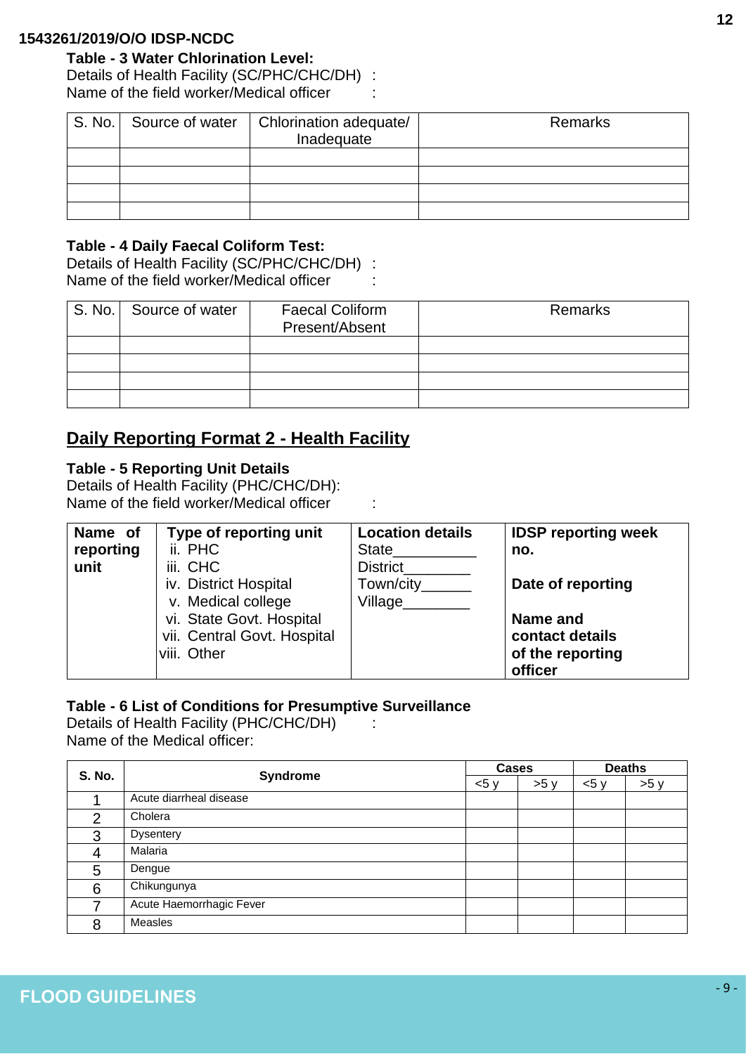**Table - 3 Water Chlorination Level:**

Details of Health Facility (SC/PHC/CHC/DH) :
Name of the field worker/Medical officer :

| S. No. | Source of water | Chlorination adequate/ Inadequate | Remarks |
|---|---|---|---|
| | | | |
| | | | |
| | | | |
| | | | |

**Table - 4 Daily Faecal Coliform Test:**

Details of Health Facility (SC/PHC/CHC/DH) :
Name of the field worker/Medical officer :

| S. No. | Source of water | Faecal Coliform Present/Absent | Remarks |
|---|---|---|---|
| | | | |
| | | | |
| | | | |
| | | | |

## Daily Reporting Format 2 - Health Facility

**Table - 5 Reporting Unit Details**

Details of Health Facility (PHC/CHC/DH):
Name of the field worker/Medical officer :

| **Name of reporting unit** | **Type of reporting unit**<br>ii. PHC<br>iii. CHC<br>iv. District Hospital<br>v. Medical college<br>vi. State Govt. Hospital<br>vii. Central Govt. Hospital<br>viii. Other | **Location details**<br>State__________<br>District________<br>Town/city______<br>Village________ | **IDSP reporting week no.**<br><br>**Date of reporting**<br><br>**Name and contact details of the reporting officer** |
|---|---|---|---|

**Table - 6 List of Conditions for Presumptive Surveillance**

Details of Health Facility (PHC/CHC/DH) :
Name of the Medical officer:

| **S. No.** | **Syndrome** | **Cases** | | **Deaths** | |
|---|---|---|---|---|---|
| | | <5 y | >5 y | <5 y | >5 y |
| 1 | Acute diarrheal disease | | | | |
| 2 | Cholera | | | | |
| 3 | Dysentery | | | | |
| 4 | Malaria | | | | |
| 5 | Dengue | | | | |
| 6 | Chikungunya | | | | |
| 7 | Acute Haemorrhagic Fever | | | | |
| 8 | Measles | | | | |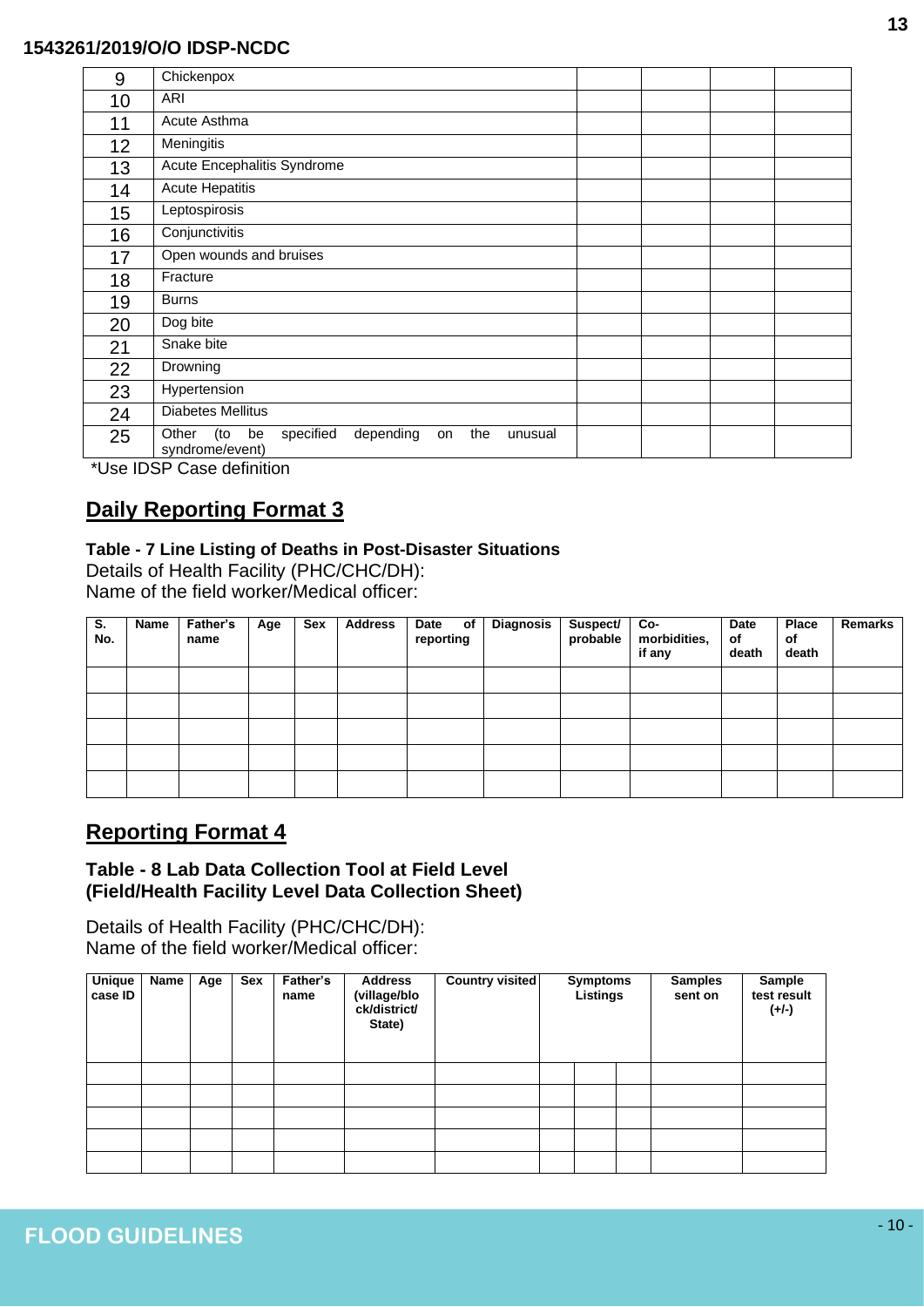| 9 | Chickenpox | | | | |
|---|---|---|---|---|---|
| 10 | ARI | | | | |
| 11 | Acute Asthma | | | | |
| 12 | Meningitis | | | | |
| 13 | Acute Encephalitis Syndrome | | | | |
| 14 | Acute Hepatitis | | | | |
| 15 | Leptospirosis | | | | |
| 16 | Conjunctivitis | | | | |
| 17 | Open wounds and bruises | | | | |
| 18 | Fracture | | | | |
| 19 | Burns | | | | |
| 20 | Dog bite | | | | |
| 21 | Snake bite | | | | |
| 22 | Drowning | | | | |
| 23 | Hypertension | | | | |
| 24 | Diabetes Mellitus | | | | |
| 25 | Other (to be specified depending on the unusual syndrome/event) | | | | |

*Use IDSP Case definition

## Daily Reporting Format 3

**Table - 7 Line Listing of Deaths in Post-Disaster Situations**

Details of Health Facility (PHC/CHC/DH):

Name of the field worker/Medical officer:

| S. No. | Name | Father's name | Age | Sex | Address | Date of reporting | Diagnosis | Suspect/ probable | Co-morbidities, if any | Date of death | Place of death | Remarks |
|---|---|---|---|---|---|---|---|---|---|---|---|---|
| | | | | | | | | | | | | |
| | | | | | | | | | | | | |
| | | | | | | | | | | | | |
| | | | | | | | | | | | | |
| | | | | | | | | | | | | |

## Reporting Format 4

**Table - 8 Lab Data Collection Tool at Field Level (Field/Health Facility Level Data Collection Sheet)**

Details of Health Facility (PHC/CHC/DH):

Name of the field worker/Medical officer:

| Unique case ID | Name | Age | Sex | Father's name | Address (village/block/district/ State) | Country visited | Symptoms Listings | | | Samples sent on | Sample test result (+/-) |
|---|---|---|---|---|---|---|---|---|---|---|---|
| | | | | | | | | | | | |
| | | | | | | | | | | | |
| | | | | | | | | | | | |
| | | | | | | | | | | | |
| | | | | | | | | | | | |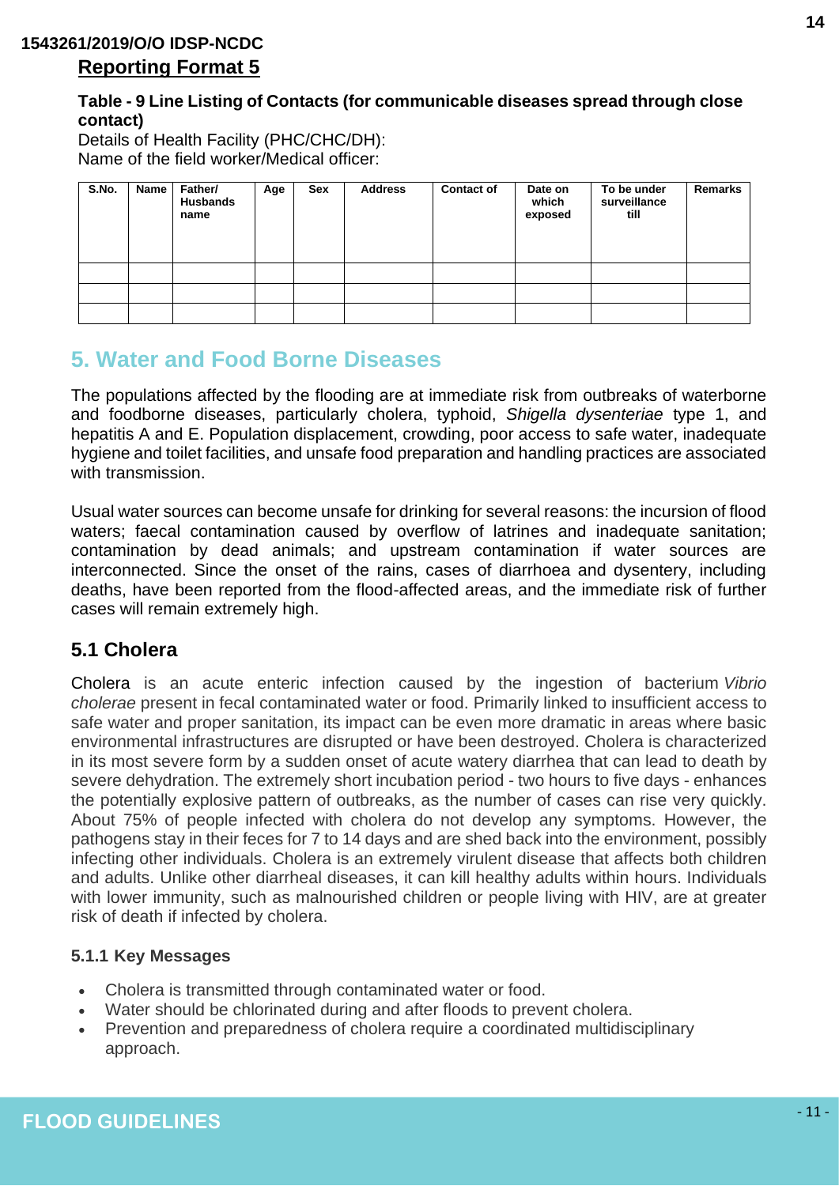## Reporting Format 5

**Table - 9 Line Listing of Contacts (for communicable diseases spread through close contact)**

Details of Health Facility (PHC/CHC/DH):
Name of the field worker/Medical officer:

| S.No. | Name | Father/ Husbands name | Age | Sex | Address | Contact of | Date on which exposed | To be under surveillance till | Remarks |
|---|---|---|---|---|---|---|---|---|---|
| | | | | | | | | | |
| | | | | | | | | | |
| | | | | | | | | | |

## 5. Water and Food Borne Diseases

The populations affected by the flooding are at immediate risk from outbreaks of waterborne and foodborne diseases, particularly cholera, typhoid, *Shigella dysenteriae* type 1, and hepatitis A and E. Population displacement, crowding, poor access to safe water, inadequate hygiene and toilet facilities, and unsafe food preparation and handling practices are associated with transmission.

Usual water sources can become unsafe for drinking for several reasons: the incursion of flood waters; faecal contamination caused by overflow of latrines and inadequate sanitation; contamination by dead animals; and upstream contamination if water sources are interconnected. Since the onset of the rains, cases of diarrhoea and dysentery, including deaths, have been reported from the flood-affected areas, and the immediate risk of further cases will remain extremely high.

### 5.1 Cholera

Cholera is an acute enteric infection caused by the ingestion of bacterium *Vibrio cholerae* present in fecal contaminated water or food. Primarily linked to insufficient access to safe water and proper sanitation, its impact can be even more dramatic in areas where basic environmental infrastructures are disrupted or have been destroyed. Cholera is characterized in its most severe form by a sudden onset of acute watery diarrhea that can lead to death by severe dehydration. The extremely short incubation period - two hours to five days - enhances the potentially explosive pattern of outbreaks, as the number of cases can rise very quickly. About 75% of people infected with cholera do not develop any symptoms. However, the pathogens stay in their feces for 7 to 14 days and are shed back into the environment, possibly infecting other individuals. Cholera is an extremely virulent disease that affects both children and adults. Unlike other diarrheal diseases, it can kill healthy adults within hours. Individuals with lower immunity, such as malnourished children or people living with HIV, are at greater risk of death if infected by cholera.

#### 5.1.1 Key Messages

- Cholera is transmitted through contaminated water or food.
- Water should be chlorinated during and after floods to prevent cholera.
- Prevention and preparedness of cholera require a coordinated multidisciplinary approach.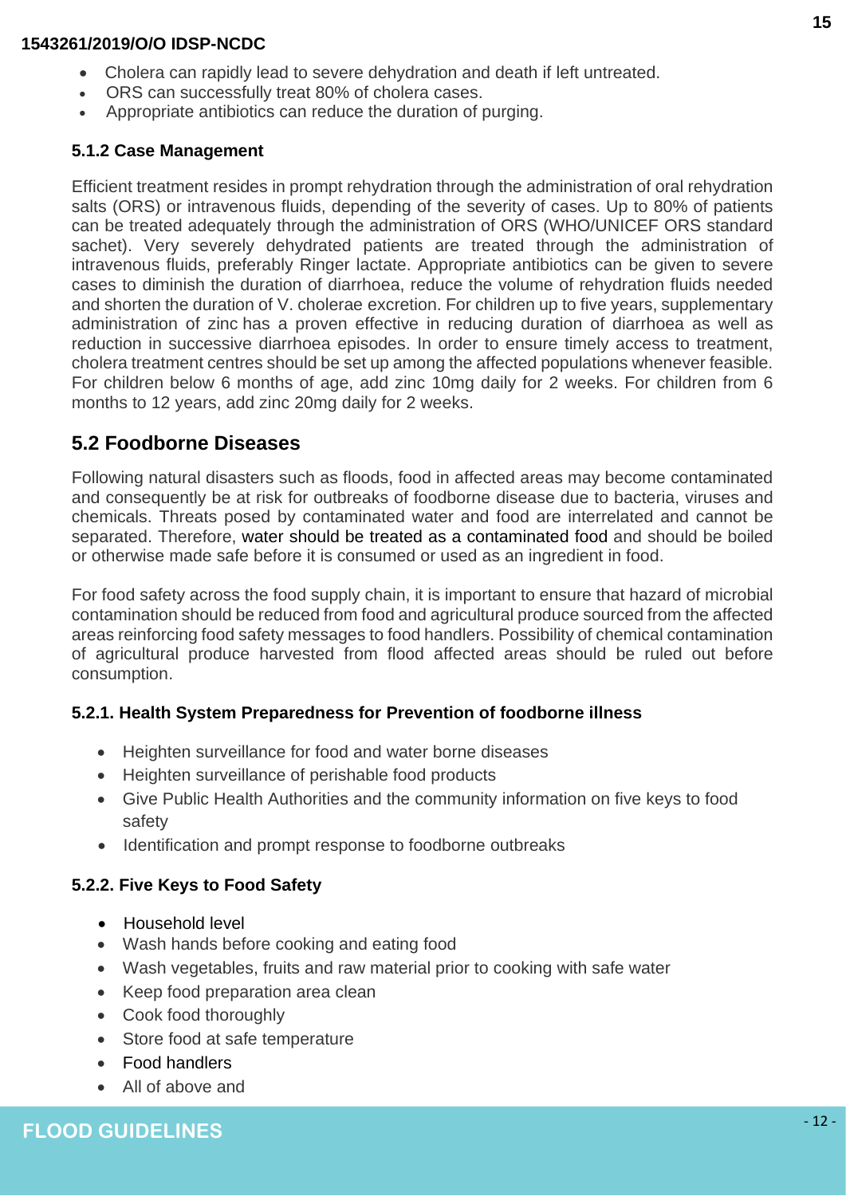- Cholera can rapidly lead to severe dehydration and death if left untreated.
- ORS can successfully treat 80% of cholera cases.
- Appropriate antibiotics can reduce the duration of purging.

### 5.1.2 Case Management

Efficient treatment resides in prompt rehydration through the administration of oral rehydration salts (ORS) or intravenous fluids, depending of the severity of cases. Up to 80% of patients can be treated adequately through the administration of ORS (WHO/UNICEF ORS standard sachet). Very severely dehydrated patients are treated through the administration of intravenous fluids, preferably Ringer lactate. Appropriate antibiotics can be given to severe cases to diminish the duration of diarrhoea, reduce the volume of rehydration fluids needed and shorten the duration of V. cholerae excretion. For children up to five years, supplementary administration of zinc has a proven effective in reducing duration of diarrhoea as well as reduction in successive diarrhoea episodes. In order to ensure timely access to treatment, cholera treatment centres should be set up among the affected populations whenever feasible. For children below 6 months of age, add zinc 10mg daily for 2 weeks. For children from 6 months to 12 years, add zinc 20mg daily for 2 weeks.

## 5.2 Foodborne Diseases

Following natural disasters such as floods, food in affected areas may become contaminated and consequently be at risk for outbreaks of foodborne disease due to bacteria, viruses and chemicals. Threats posed by contaminated water and food are interrelated and cannot be separated. Therefore, water should be treated as a contaminated food and should be boiled or otherwise made safe before it is consumed or used as an ingredient in food.

For food safety across the food supply chain, it is important to ensure that hazard of microbial contamination should be reduced from food and agricultural produce sourced from the affected areas reinforcing food safety messages to food handlers. Possibility of chemical contamination of agricultural produce harvested from flood affected areas should be ruled out before consumption.

### 5.2.1. Health System Preparedness for Prevention of foodborne illness

- Heighten surveillance for food and water borne diseases
- Heighten surveillance of perishable food products
- Give Public Health Authorities and the community information on five keys to food safety
- Identification and prompt response to foodborne outbreaks

### 5.2.2. Five Keys to Food Safety

- Household level
- Wash hands before cooking and eating food
- Wash vegetables, fruits and raw material prior to cooking with safe water
- Keep food preparation area clean
- Cook food thoroughly
- Store food at safe temperature
- Food handlers
- All of above and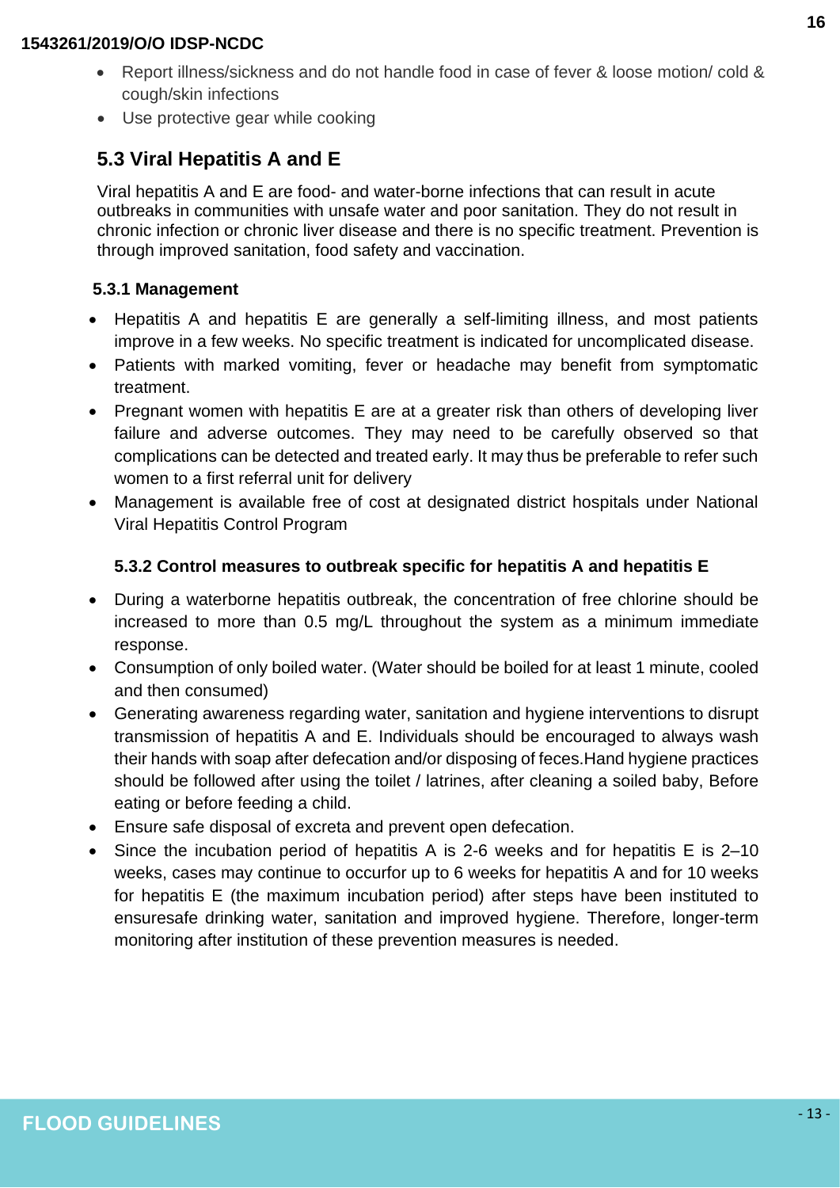- Report illness/sickness and do not handle food in case of fever & loose motion/ cold & cough/skin infections
- Use protective gear while cooking

## 5.3 Viral Hepatitis A and E

Viral hepatitis A and E are food- and water-borne infections that can result in acute outbreaks in communities with unsafe water and poor sanitation. They do not result in chronic infection or chronic liver disease and there is no specific treatment. Prevention is through improved sanitation, food safety and vaccination.

### 5.3.1 Management

- Hepatitis A and hepatitis E are generally a self-limiting illness, and most patients improve in a few weeks. No specific treatment is indicated for uncomplicated disease.
- Patients with marked vomiting, fever or headache may benefit from symptomatic treatment.
- Pregnant women with hepatitis E are at a greater risk than others of developing liver failure and adverse outcomes. They may need to be carefully observed so that complications can be detected and treated early. It may thus be preferable to refer such women to a first referral unit for delivery
- Management is available free of cost at designated district hospitals under National Viral Hepatitis Control Program

### 5.3.2 Control measures to outbreak specific for hepatitis A and hepatitis E

- During a waterborne hepatitis outbreak, the concentration of free chlorine should be increased to more than 0.5 mg/L throughout the system as a minimum immediate response.
- Consumption of only boiled water. (Water should be boiled for at least 1 minute, cooled and then consumed)
- Generating awareness regarding water, sanitation and hygiene interventions to disrupt transmission of hepatitis A and E. Individuals should be encouraged to always wash their hands with soap after defecation and/or disposing of feces.Hand hygiene practices should be followed after using the toilet / latrines, after cleaning a soiled baby, Before eating or before feeding a child.
- Ensure safe disposal of excreta and prevent open defecation.
- Since the incubation period of hepatitis A is 2-6 weeks and for hepatitis E is 2–10 weeks, cases may continue to occurfor up to 6 weeks for hepatitis A and for 10 weeks for hepatitis E (the maximum incubation period) after steps have been instituted to ensuresafe drinking water, sanitation and improved hygiene. Therefore, longer-term monitoring after institution of these prevention measures is needed.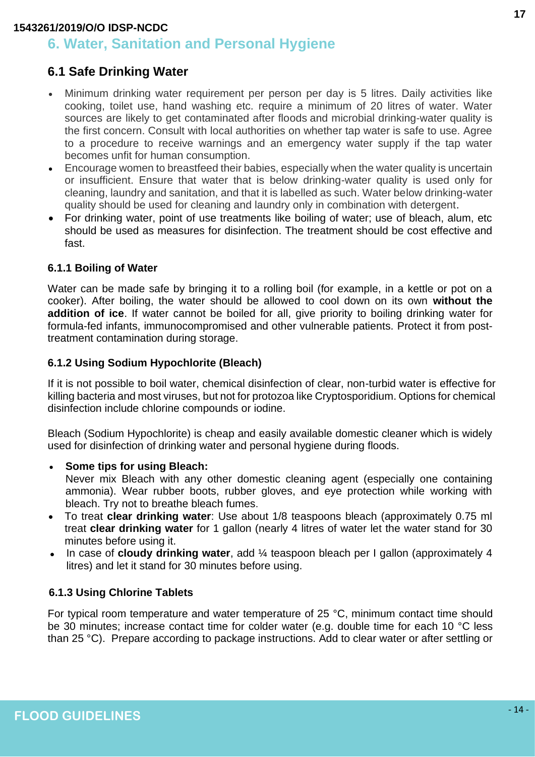## 6. Water, Sanitation and Personal Hygiene

### 6.1 Safe Drinking Water

- Minimum drinking water requirement per person per day is 5 litres. Daily activities like cooking, toilet use, hand washing etc. require a minimum of 20 litres of water. Water sources are likely to get contaminated after floods and microbial drinking-water quality is the first concern. Consult with local authorities on whether tap water is safe to use. Agree to a procedure to receive warnings and an emergency water supply if the tap water becomes unfit for human consumption.
- Encourage women to breastfeed their babies, especially when the water quality is uncertain or insufficient. Ensure that water that is below drinking-water quality is used only for cleaning, laundry and sanitation, and that it is labelled as such. Water below drinking-water quality should be used for cleaning and laundry only in combination with detergent.
- For drinking water, point of use treatments like boiling of water; use of bleach, alum, etc should be used as measures for disinfection. The treatment should be cost effective and fast.

#### 6.1.1 Boiling of Water

Water can be made safe by bringing it to a rolling boil (for example, in a kettle or pot on a cooker). After boiling, the water should be allowed to cool down on its own **without the addition of ice**. If water cannot be boiled for all, give priority to boiling drinking water for formula-fed infants, immunocompromised and other vulnerable patients. Protect it from post-treatment contamination during storage.

#### 6.1.2 Using Sodium Hypochlorite (Bleach)

If it is not possible to boil water, chemical disinfection of clear, non-turbid water is effective for killing bacteria and most viruses, but not for protozoa like Cryptosporidium. Options for chemical disinfection include chlorine compounds or iodine.

Bleach (Sodium Hypochlorite) is cheap and easily available domestic cleaner which is widely used for disinfection of drinking water and personal hygiene during floods.

- **Some tips for using Bleach:**
  Never mix Bleach with any other domestic cleaning agent (especially one containing ammonia). Wear rubber boots, rubber gloves, and eye protection while working with bleach. Try not to breathe bleach fumes.
- To treat **clear drinking water**: Use about 1/8 teaspoons bleach (approximately 0.75 ml treat **clear drinking water** for 1 gallon (nearly 4 litres of water let the water stand for 30 minutes before using it.
- In case of **cloudy drinking water**, add ¼ teaspoon bleach per I gallon (approximately 4 litres) and let it stand for 30 minutes before using.

#### 6.1.3 Using Chlorine Tablets

For typical room temperature and water temperature of 25 °C, minimum contact time should be 30 minutes; increase contact time for colder water (e.g. double time for each 10 °C less than 25 °C). Prepare according to package instructions. Add to clear water or after settling or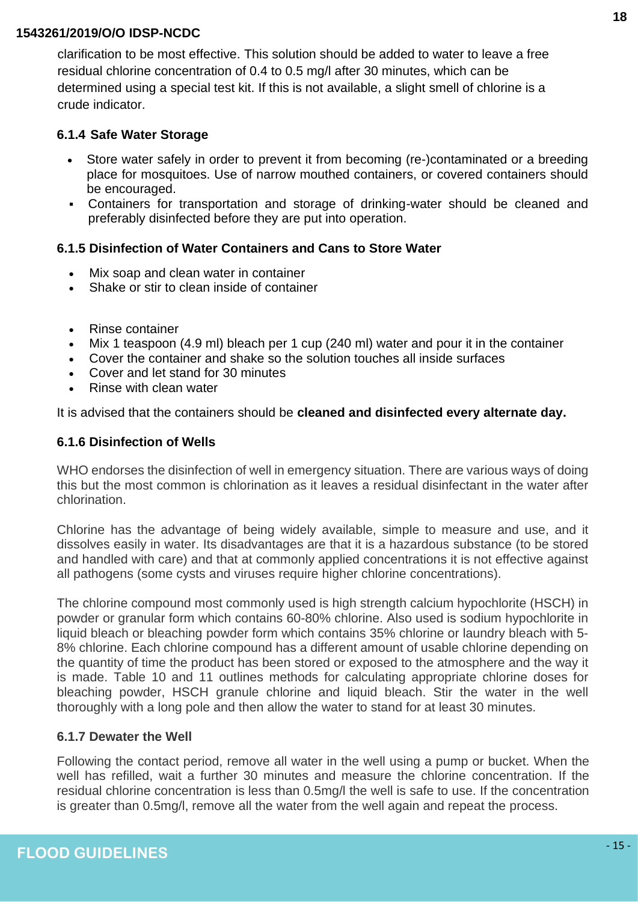clarification to be most effective. This solution should be added to water to leave a free residual chlorine concentration of 0.4 to 0.5 mg/l after 30 minutes, which can be determined using a special test kit. If this is not available, a slight smell of chlorine is a crude indicator.

### 6.1.4 Safe Water Storage

- Store water safely in order to prevent it from becoming (re-)contaminated or a breeding place for mosquitoes. Use of narrow mouthed containers, or covered containers should be encouraged.
- Containers for transportation and storage of drinking-water should be cleaned and preferably disinfected before they are put into operation.

### 6.1.5 Disinfection of Water Containers and Cans to Store Water

- Mix soap and clean water in container
- Shake or stir to clean inside of container
- Rinse container
- Mix 1 teaspoon (4.9 ml) bleach per 1 cup (240 ml) water and pour it in the container
- Cover the container and shake so the solution touches all inside surfaces
- Cover and let stand for 30 minutes
- Rinse with clean water

It is advised that the containers should be **cleaned and disinfected every alternate day.**

### 6.1.6 Disinfection of Wells

WHO endorses the disinfection of well in emergency situation. There are various ways of doing this but the most common is chlorination as it leaves a residual disinfectant in the water after chlorination.

Chlorine has the advantage of being widely available, simple to measure and use, and it dissolves easily in water. Its disadvantages are that it is a hazardous substance (to be stored and handled with care) and that at commonly applied concentrations it is not effective against all pathogens (some cysts and viruses require higher chlorine concentrations).

The chlorine compound most commonly used is high strength calcium hypochlorite (HSCH) in powder or granular form which contains 60-80% chlorine. Also used is sodium hypochlorite in liquid bleach or bleaching powder form which contains 35% chlorine or laundry bleach with 5-8% chlorine. Each chlorine compound has a different amount of usable chlorine depending on the quantity of time the product has been stored or exposed to the atmosphere and the way it is made. Table 10 and 11 outlines methods for calculating appropriate chlorine doses for bleaching powder, HSCH granule chlorine and liquid bleach. Stir the water in the well thoroughly with a long pole and then allow the water to stand for at least 30 minutes.

### 6.1.7 Dewater the Well

Following the contact period, remove all water in the well using a pump or bucket. When the well has refilled, wait a further 30 minutes and measure the chlorine concentration. If the residual chlorine concentration is less than 0.5mg/l the well is safe to use. If the concentration is greater than 0.5mg/l, remove all the water from the well again and repeat the process.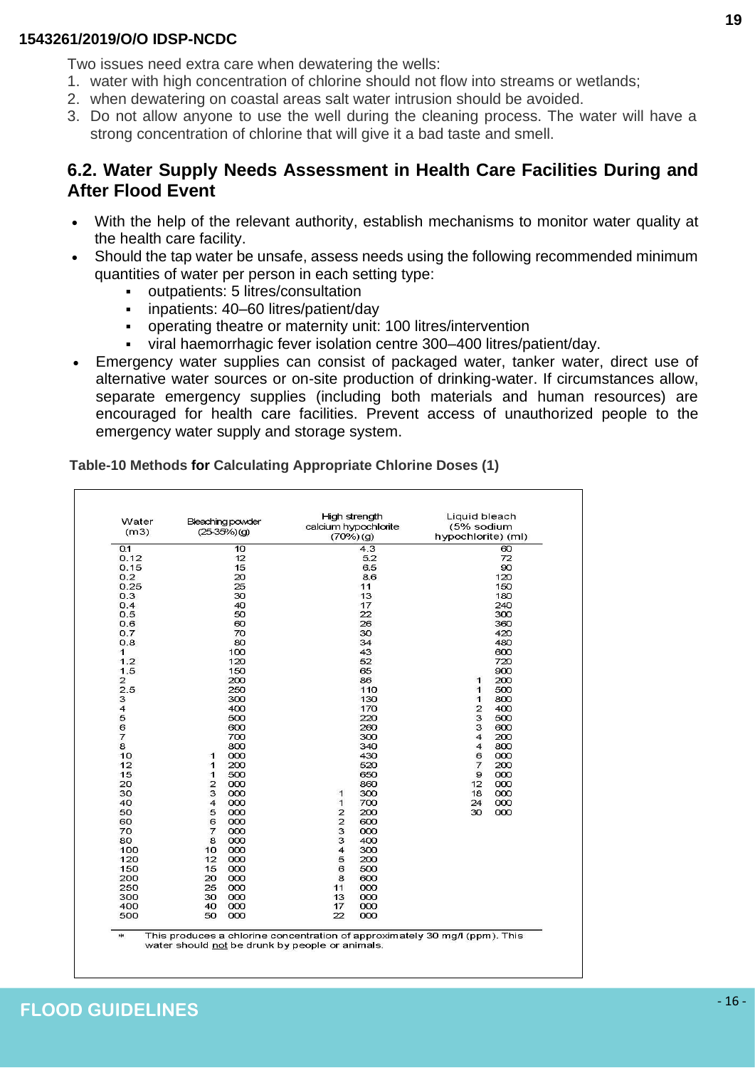Two issues need extra care when dewatering the wells:

1. water with high concentration of chlorine should not flow into streams or wetlands;
2. when dewatering on coastal areas salt water intrusion should be avoided.
3. Do not allow anyone to use the well during the cleaning process. The water will have a strong concentration of chlorine that will give it a bad taste and smell.

## 6.2. Water Supply Needs Assessment in Health Care Facilities During and After Flood Event

- With the help of the relevant authority, establish mechanisms to monitor water quality at the health care facility.
- Should the tap water be unsafe, assess needs using the following recommended minimum quantities of water per person in each setting type:
  - outpatients: 5 litres/consultation
  - inpatients: 40–60 litres/patient/day
  - operating theatre or maternity unit: 100 litres/intervention
  - viral haemorrhagic fever isolation centre 300–400 litres/patient/day.
- Emergency water supplies can consist of packaged water, tanker water, direct use of alternative water sources or on-site production of drinking-water. If circumstances allow, separate emergency supplies (including both materials and human resources) are encouraged for health care facilities. Prevent access of unauthorized people to the emergency water supply and storage system.

**Table-10 Methods for Calculating Appropriate Chlorine Doses (1)**

| Water (m3) | Bleaching powder (25-35%) (g) | High strength calcium hypochlorite (70%) (g) | Liquid bleach (5% sodium hypochlorite) (ml) |
|---|---|---|---|
| 0.1 | 10 | 4.3 | 60 |
| 0.12 | 12 | 5.2 | 72 |
| 0.15 | 15 | 6.5 | 90 |
| 0.2 | 20 | 8.6 | 120 |
| 0.25 | 25 | 11 | 150 |
| 0.3 | 30 | 13 | 180 |
| 0.4 | 40 | 17 | 240 |
| 0.5 | 50 | 22 | 300 |
| 0.6 | 60 | 26 | 360 |
| 0.7 | 70 | 30 | 420 |
| 0.8 | 80 | 34 | 480 |
| 1 | 100 | 43 | 600 |
| 1.2 | 120 | 52 | 720 |
| 1.5 | 150 | 65 | 900 |
| 2 | 200 | 86 | 1 200 |
| 2.5 | 250 | 110 | 1 500 |
| 3 | 300 | 130 | 1 800 |
| 4 | 400 | 170 | 2 400 |
| 5 | 500 | 220 | 3 500 |
| 6 | 600 | 260 | 3 600 |
| 7 | 700 | 300 | 4 200 |
| 8 | 800 | 340 | 4 800 |
| 10 | 1 000 | 430 | 6 000 |
| 12 | 1 200 | 520 | 7 200 |
| 15 | 1 500 | 650 | 9 000 |
| 20 | 2 000 | 860 | 12 000 |
| 30 | 3 000 | 1 300 | 18 000 |
| 40 | 4 000 | 1 700 | 24 000 |
| 50 | 5 000 | 2 200 | 30 000 |
| 60 | 6 000 | 2 600 | |
| 70 | 7 000 | 3 000 | |
| 80 | 8 000 | 3 400 | |
| 100 | 10 000 | 4 300 | |
| 120 | 12 000 | 5 200 | |
| 150 | 15 000 | 6 500 | |
| 200 | 20 000 | 8 600 | |
| 250 | 25 000 | 11 000 | |
| 300 | 30 000 | 13 000 | |
| 400 | 40 000 | 17 000 | |
| 500 | 50 000 | 22 000 | |

\* This produces a chlorine concentration of approximately 30 mg/l (ppm). This water should not be drunk by people or animals.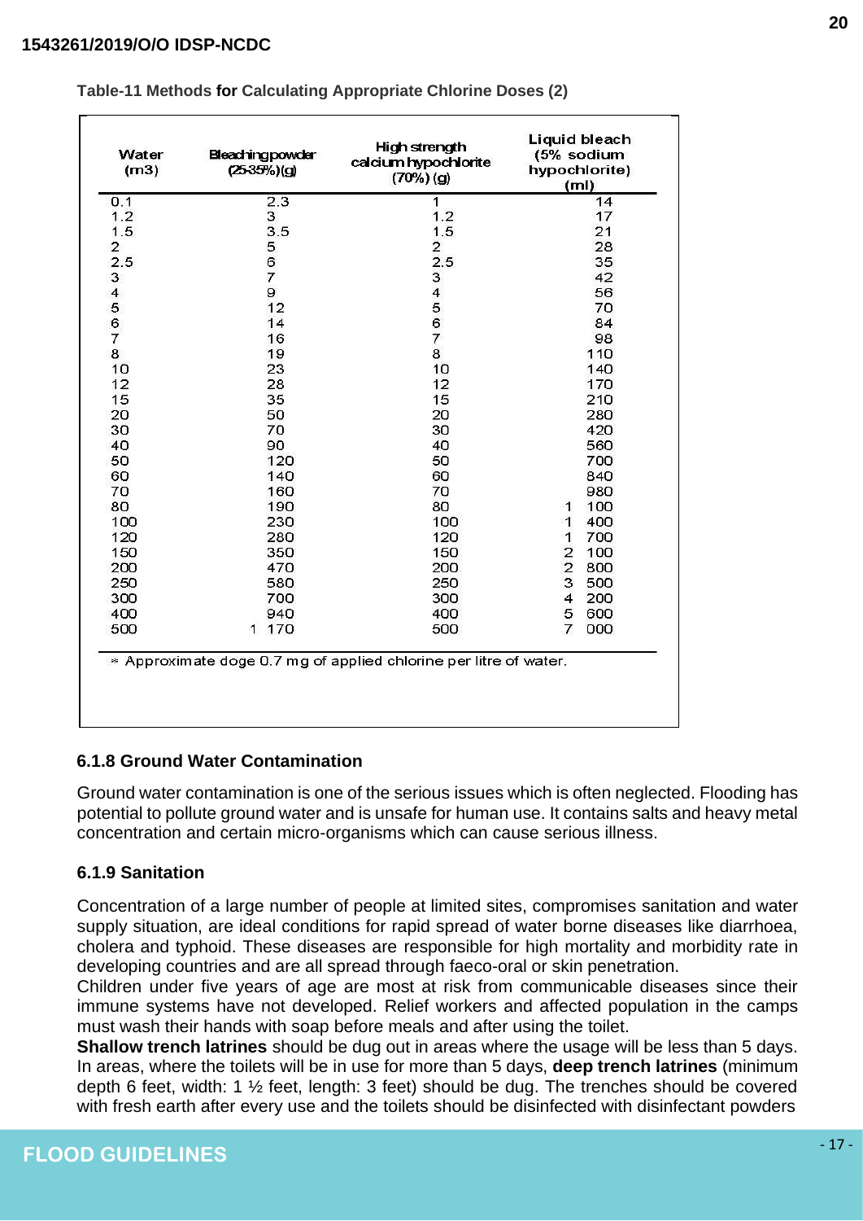**Table-11 Methods for Calculating Appropriate Chlorine Doses (2)**

| Water (m3) | Bleaching powder (25-35%) (g) | High strength calcium hypochlorite (70%) (g) | Liquid bleach (5% sodium hypochlorite) (ml) |
|---|---|---|---|
| 0.1 | 2.3 | 1 | 14 |
| 1.2 | 3 | 1.2 | 17 |
| 1.5 | 3.5 | 1.5 | 21 |
| 2 | 5 | 2 | 28 |
| 2.5 | 6 | 2.5 | 35 |
| 3 | 7 | 3 | 42 |
| 4 | 9 | 4 | 56 |
| 5 | 12 | 5 | 70 |
| 6 | 14 | 6 | 84 |
| 7 | 16 | 7 | 98 |
| 8 | 19 | 8 | 110 |
| 10 | 23 | 10 | 140 |
| 12 | 28 | 12 | 170 |
| 15 | 35 | 15 | 210 |
| 20 | 50 | 20 | 280 |
| 30 | 70 | 30 | 420 |
| 40 | 90 | 40 | 560 |
| 50 | 120 | 50 | 700 |
| 60 | 140 | 60 | 840 |
| 70 | 160 | 70 | 980 |
| 80 | 190 | 80 | 1 100 |
| 100 | 230 | 100 | 1 400 |
| 120 | 280 | 120 | 1 700 |
| 150 | 350 | 150 | 2 100 |
| 200 | 470 | 200 | 2 800 |
| 250 | 580 | 250 | 3 500 |
| 300 | 700 | 300 | 4 200 |
| 400 | 940 | 400 | 5 600 |
| 500 | 1 170 | 500 | 7 000 |

* Approximate doge 0.7 mg of applied chlorine per litre of water.

### 6.1.8 Ground Water Contamination

Ground water contamination is one of the serious issues which is often neglected. Flooding has potential to pollute ground water and is unsafe for human use. It contains salts and heavy metal concentration and certain micro-organisms which can cause serious illness.

### 6.1.9 Sanitation

Concentration of a large number of people at limited sites, compromises sanitation and water supply situation, are ideal conditions for rapid spread of water borne diseases like diarrhoea, cholera and typhoid. These diseases are responsible for high mortality and morbidity rate in developing countries and are all spread through faeco-oral or skin penetration.

Children under five years of age are most at risk from communicable diseases since their immune systems have not developed. Relief workers and affected population in the camps must wash their hands with soap before meals and after using the toilet.

**Shallow trench latrines** should be dug out in areas where the usage will be less than 5 days. In areas, where the toilets will be in use for more than 5 days, **deep trench latrines** (minimum depth 6 feet, width: 1 ½ feet, length: 3 feet) should be dug. The trenches should be covered with fresh earth after every use and the toilets should be disinfected with disinfectant powders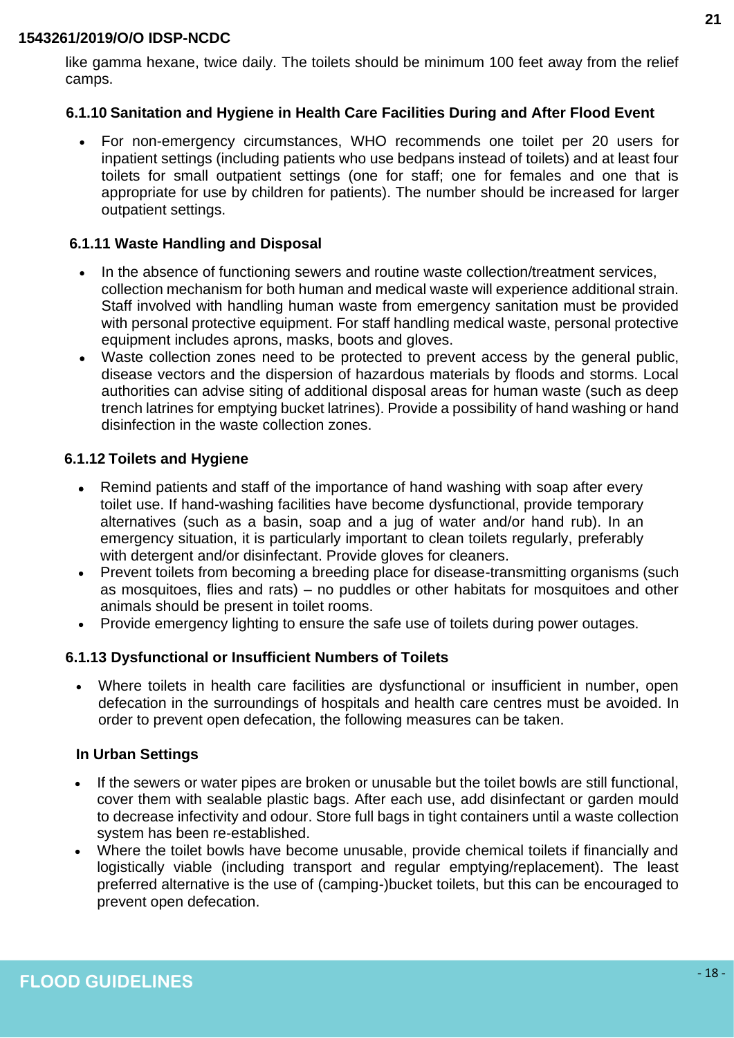like gamma hexane, twice daily. The toilets should be minimum 100 feet away from the relief camps.

### 6.1.10 Sanitation and Hygiene in Health Care Facilities During and After Flood Event

- For non-emergency circumstances, WHO recommends one toilet per 20 users for inpatient settings (including patients who use bedpans instead of toilets) and at least four toilets for small outpatient settings (one for staff; one for females and one that is appropriate for use by children for patients). The number should be increased for larger outpatient settings.

### 6.1.11 Waste Handling and Disposal

- In the absence of functioning sewers and routine waste collection/treatment services, collection mechanism for both human and medical waste will experience additional strain. Staff involved with handling human waste from emergency sanitation must be provided with personal protective equipment. For staff handling medical waste, personal protective equipment includes aprons, masks, boots and gloves.
- Waste collection zones need to be protected to prevent access by the general public, disease vectors and the dispersion of hazardous materials by floods and storms. Local authorities can advise siting of additional disposal areas for human waste (such as deep trench latrines for emptying bucket latrines). Provide a possibility of hand washing or hand disinfection in the waste collection zones.

### 6.1.12 Toilets and Hygiene

- Remind patients and staff of the importance of hand washing with soap after every toilet use. If hand-washing facilities have become dysfunctional, provide temporary alternatives (such as a basin, soap and a jug of water and/or hand rub). In an emergency situation, it is particularly important to clean toilets regularly, preferably with detergent and/or disinfectant. Provide gloves for cleaners.
- Prevent toilets from becoming a breeding place for disease-transmitting organisms (such as mosquitoes, flies and rats) – no puddles or other habitats for mosquitoes and other animals should be present in toilet rooms.
- Provide emergency lighting to ensure the safe use of toilets during power outages.

### 6.1.13 Dysfunctional or Insufficient Numbers of Toilets

- Where toilets in health care facilities are dysfunctional or insufficient in number, open defecation in the surroundings of hospitals and health care centres must be avoided. In order to prevent open defecation, the following measures can be taken.

**In Urban Settings**

- If the sewers or water pipes are broken or unusable but the toilet bowls are still functional, cover them with sealable plastic bags. After each use, add disinfectant or garden mould to decrease infectivity and odour. Store full bags in tight containers until a waste collection system has been re-established.
- Where the toilet bowls have become unusable, provide chemical toilets if financially and logistically viable (including transport and regular emptying/replacement). The least preferred alternative is the use of (camping-)bucket toilets, but this can be encouraged to prevent open defecation.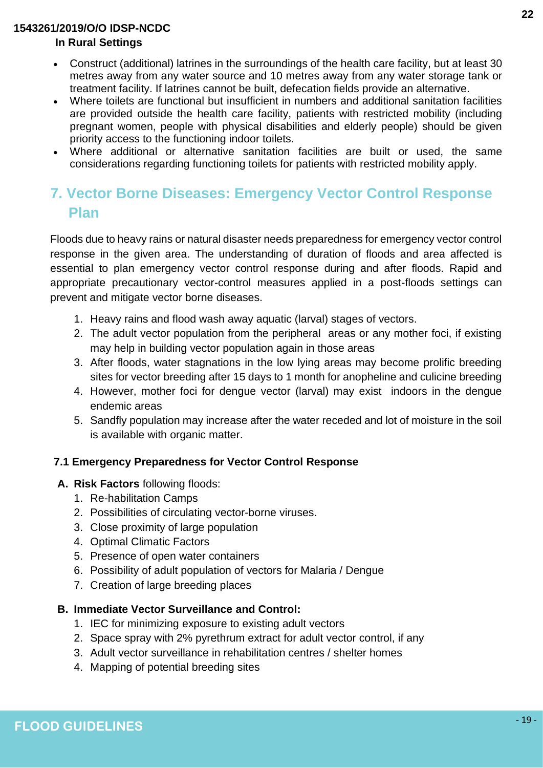**In Rural Settings**

- Construct (additional) latrines in the surroundings of the health care facility, but at least 30 metres away from any water source and 10 metres away from any water storage tank or treatment facility. If latrines cannot be built, defecation fields provide an alternative.
- Where toilets are functional but insufficient in numbers and additional sanitation facilities are provided outside the health care facility, patients with restricted mobility (including pregnant women, people with physical disabilities and elderly people) should be given priority access to the functioning indoor toilets.
- Where additional or alternative sanitation facilities are built or used, the same considerations regarding functioning toilets for patients with restricted mobility apply.

## 7. Vector Borne Diseases: Emergency Vector Control Response Plan

Floods due to heavy rains or natural disaster needs preparedness for emergency vector control response in the given area. The understanding of duration of floods and area affected is essential to plan emergency vector control response during and after floods. Rapid and appropriate precautionary vector-control measures applied in a post-floods settings can prevent and mitigate vector borne diseases.

1. Heavy rains and flood wash away aquatic (larval) stages of vectors.
2. The adult vector population from the peripheral areas or any mother foci, if existing may help in building vector population again in those areas
3. After floods, water stagnations in the low lying areas may become prolific breeding sites for vector breeding after 15 days to 1 month for anopheline and culicine breeding
4. However, mother foci for dengue vector (larval) may exist indoors in the dengue endemic areas
5. Sandfly population may increase after the water receded and lot of moisture in the soil is available with organic matter.

### 7.1 Emergency Preparedness for Vector Control Response

**A. Risk Factors** following floods:

1. Re-habilitation Camps
2. Possibilities of circulating vector-borne viruses.
3. Close proximity of large population
4. Optimal Climatic Factors
5. Presence of open water containers
6. Possibility of adult population of vectors for Malaria / Dengue
7. Creation of large breeding places

**B. Immediate Vector Surveillance and Control:**

1. IEC for minimizing exposure to existing adult vectors
2. Space spray with 2% pyrethrum extract for adult vector control, if any
3. Adult vector surveillance in rehabilitation centres / shelter homes
4. Mapping of potential breeding sites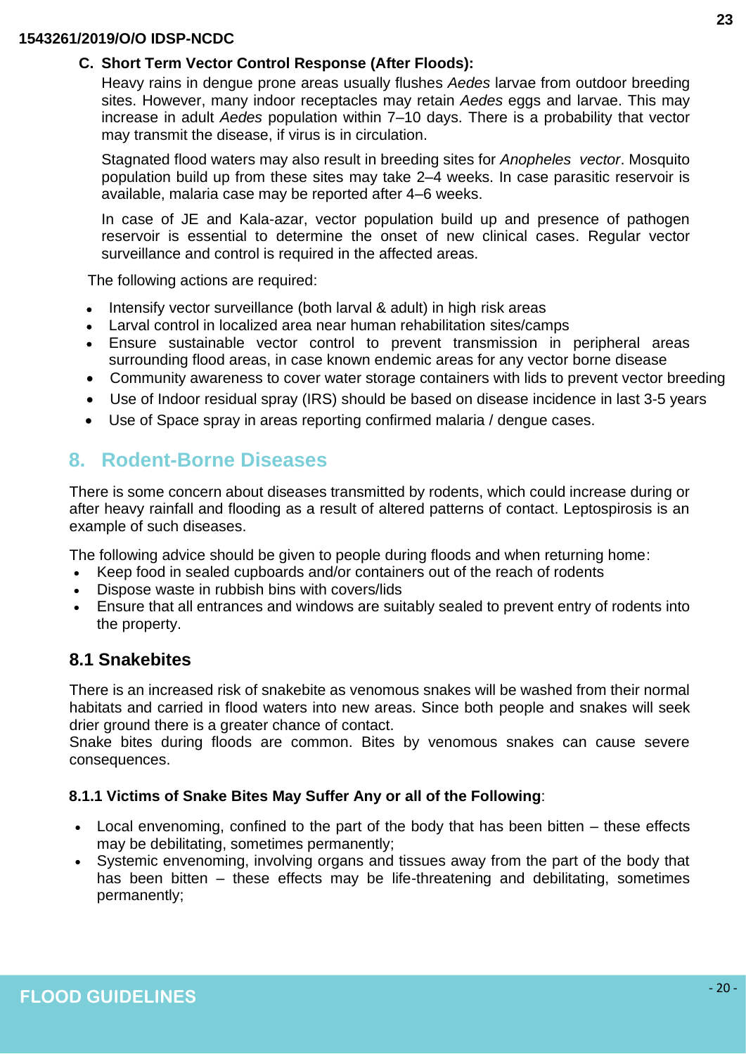### C. Short Term Vector Control Response (After Floods):

Heavy rains in dengue prone areas usually flushes *Aedes* larvae from outdoor breeding sites. However, many indoor receptacles may retain *Aedes* eggs and larvae. This may increase in adult *Aedes* population within 7–10 days. There is a probability that vector may transmit the disease, if virus is in circulation.

Stagnated flood waters may also result in breeding sites for *Anopheles vector*. Mosquito population build up from these sites may take 2–4 weeks. In case parasitic reservoir is available, malaria case may be reported after 4–6 weeks.

In case of JE and Kala-azar, vector population build up and presence of pathogen reservoir is essential to determine the onset of new clinical cases. Regular vector surveillance and control is required in the affected areas.

The following actions are required:

- Intensify vector surveillance (both larval & adult) in high risk areas
- Larval control in localized area near human rehabilitation sites/camps
- Ensure sustainable vector control to prevent transmission in peripheral areas surrounding flood areas, in case known endemic areas for any vector borne disease
- Community awareness to cover water storage containers with lids to prevent vector breeding
- Use of Indoor residual spray (IRS) should be based on disease incidence in last 3-5 years
- Use of Space spray in areas reporting confirmed malaria / dengue cases.

## 8. Rodent-Borne Diseases

There is some concern about diseases transmitted by rodents, which could increase during or after heavy rainfall and flooding as a result of altered patterns of contact. Leptospirosis is an example of such diseases.

The following advice should be given to people during floods and when returning home:

- Keep food in sealed cupboards and/or containers out of the reach of rodents
- Dispose waste in rubbish bins with covers/lids
- Ensure that all entrances and windows are suitably sealed to prevent entry of rodents into the property.

### 8.1 Snakebites

There is an increased risk of snakebite as venomous snakes will be washed from their normal habitats and carried in flood waters into new areas. Since both people and snakes will seek drier ground there is a greater chance of contact.
Snake bites during floods are common. Bites by venomous snakes can cause severe consequences.

#### 8.1.1 Victims of Snake Bites May Suffer Any or all of the Following:

- Local envenoming, confined to the part of the body that has been bitten – these effects may be debilitating, sometimes permanently;
- Systemic envenoming, involving organs and tissues away from the part of the body that has been bitten – these effects may be life-threatening and debilitating, sometimes permanently;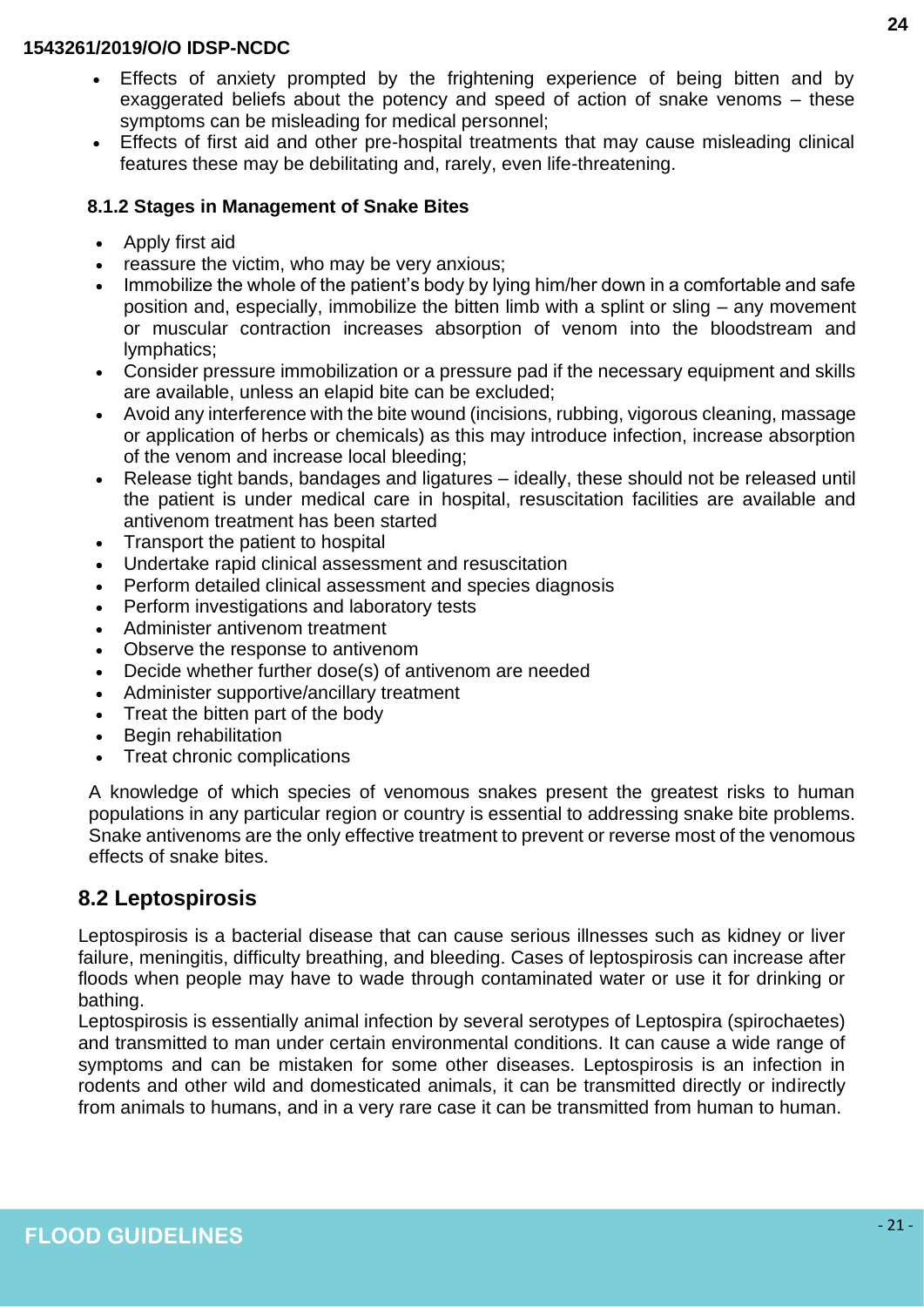- Effects of anxiety prompted by the frightening experience of being bitten and by exaggerated beliefs about the potency and speed of action of snake venoms – these symptoms can be misleading for medical personnel;
- Effects of first aid and other pre-hospital treatments that may cause misleading clinical features these may be debilitating and, rarely, even life-threatening.

### 8.1.2 Stages in Management of Snake Bites

- Apply first aid
- reassure the victim, who may be very anxious;
- Immobilize the whole of the patient's body by lying him/her down in a comfortable and safe position and, especially, immobilize the bitten limb with a splint or sling – any movement or muscular contraction increases absorption of venom into the bloodstream and lymphatics;
- Consider pressure immobilization or a pressure pad if the necessary equipment and skills are available, unless an elapid bite can be excluded;
- Avoid any interference with the bite wound (incisions, rubbing, vigorous cleaning, massage or application of herbs or chemicals) as this may introduce infection, increase absorption of the venom and increase local bleeding;
- Release tight bands, bandages and ligatures – ideally, these should not be released until the patient is under medical care in hospital, resuscitation facilities are available and antivenom treatment has been started
- Transport the patient to hospital
- Undertake rapid clinical assessment and resuscitation
- Perform detailed clinical assessment and species diagnosis
- Perform investigations and laboratory tests
- Administer antivenom treatment
- Observe the response to antivenom
- Decide whether further dose(s) of antivenom are needed
- Administer supportive/ancillary treatment
- Treat the bitten part of the body
- Begin rehabilitation
- Treat chronic complications

A knowledge of which species of venomous snakes present the greatest risks to human populations in any particular region or country is essential to addressing snake bite problems. Snake antivenoms are the only effective treatment to prevent or reverse most of the venomous effects of snake bites.

## 8.2 Leptospirosis

Leptospirosis is a bacterial disease that can cause serious illnesses such as kidney or liver failure, meningitis, difficulty breathing, and bleeding. Cases of leptospirosis can increase after floods when people may have to wade through contaminated water or use it for drinking or bathing.

Leptospirosis is essentially animal infection by several serotypes of Leptospira (spirochaetes) and transmitted to man under certain environmental conditions. It can cause a wide range of symptoms and can be mistaken for some other diseases. Leptospirosis is an infection in rodents and other wild and domesticated animals, it can be transmitted directly or indirectly from animals to humans, and in a very rare case it can be transmitted from human to human.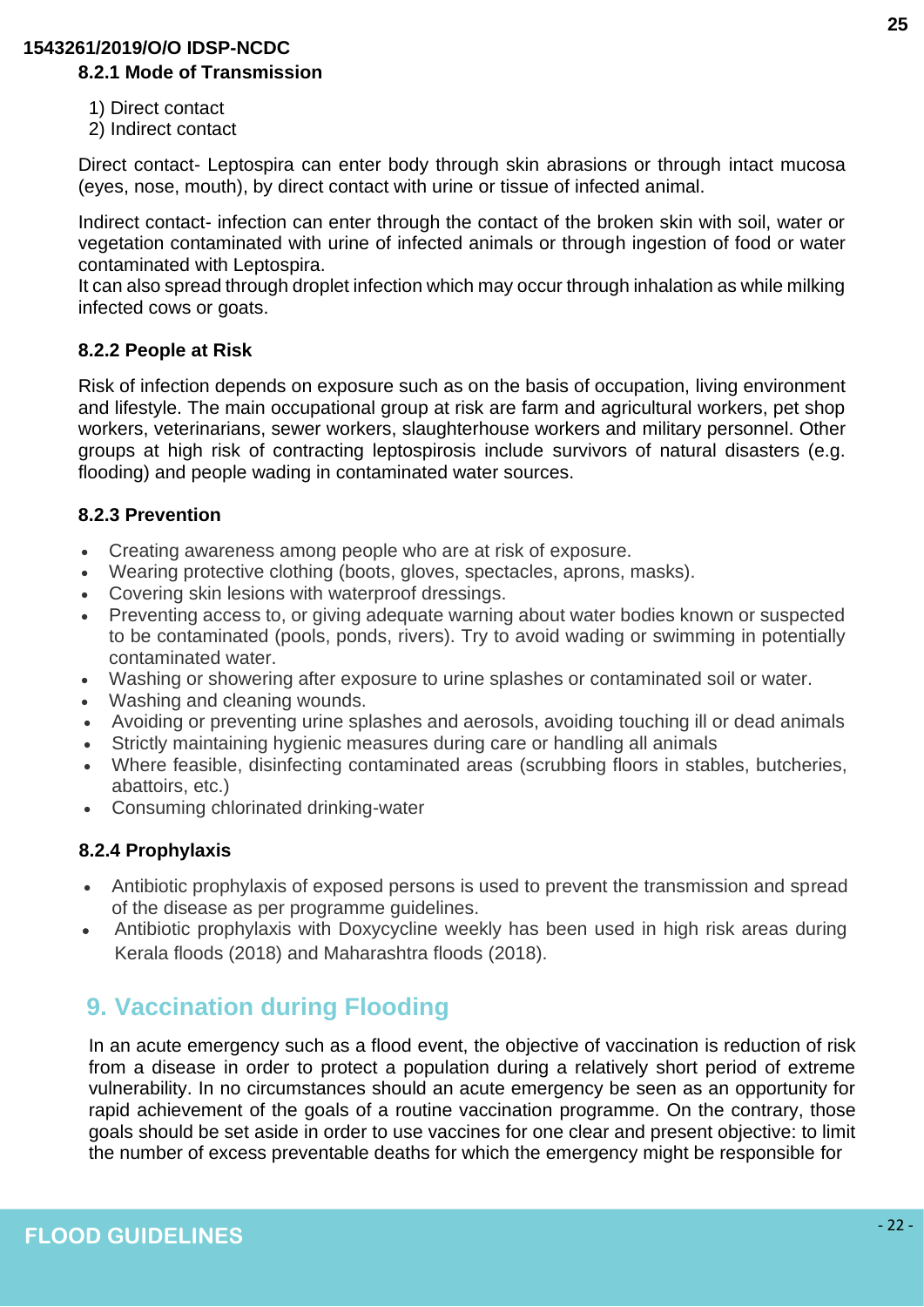### 8.2.1 Mode of Transmission

1) Direct contact
2) Indirect contact

Direct contact- Leptospira can enter body through skin abrasions or through intact mucosa (eyes, nose, mouth), by direct contact with urine or tissue of infected animal.

Indirect contact- infection can enter through the contact of the broken skin with soil, water or vegetation contaminated with urine of infected animals or through ingestion of food or water contaminated with Leptospira.
It can also spread through droplet infection which may occur through inhalation as while milking infected cows or goats.

### 8.2.2 People at Risk

Risk of infection depends on exposure such as on the basis of occupation, living environment and lifestyle. The main occupational group at risk are farm and agricultural workers, pet shop workers, veterinarians, sewer workers, slaughterhouse workers and military personnel. Other groups at high risk of contracting leptospirosis include survivors of natural disasters (e.g. flooding) and people wading in contaminated water sources.

### 8.2.3 Prevention

- Creating awareness among people who are at risk of exposure.
- Wearing protective clothing (boots, gloves, spectacles, aprons, masks).
- Covering skin lesions with waterproof dressings.
- Preventing access to, or giving adequate warning about water bodies known or suspected to be contaminated (pools, ponds, rivers). Try to avoid wading or swimming in potentially contaminated water.
- Washing or showering after exposure to urine splashes or contaminated soil or water.
- Washing and cleaning wounds.
- Avoiding or preventing urine splashes and aerosols, avoiding touching ill or dead animals
- Strictly maintaining hygienic measures during care or handling all animals
- Where feasible, disinfecting contaminated areas (scrubbing floors in stables, butcheries, abattoirs, etc.)
- Consuming chlorinated drinking-water

### 8.2.4 Prophylaxis

- Antibiotic prophylaxis of exposed persons is used to prevent the transmission and spread of the disease as per programme guidelines.
- Antibiotic prophylaxis with Doxycycline weekly has been used in high risk areas during Kerala floods (2018) and Maharashtra floods (2018).

## 9. Vaccination during Flooding

In an acute emergency such as a flood event, the objective of vaccination is reduction of risk from a disease in order to protect a population during a relatively short period of extreme vulnerability. In no circumstances should an acute emergency be seen as an opportunity for rapid achievement of the goals of a routine vaccination programme. On the contrary, those goals should be set aside in order to use vaccines for one clear and present objective: to limit the number of excess preventable deaths for which the emergency might be responsible for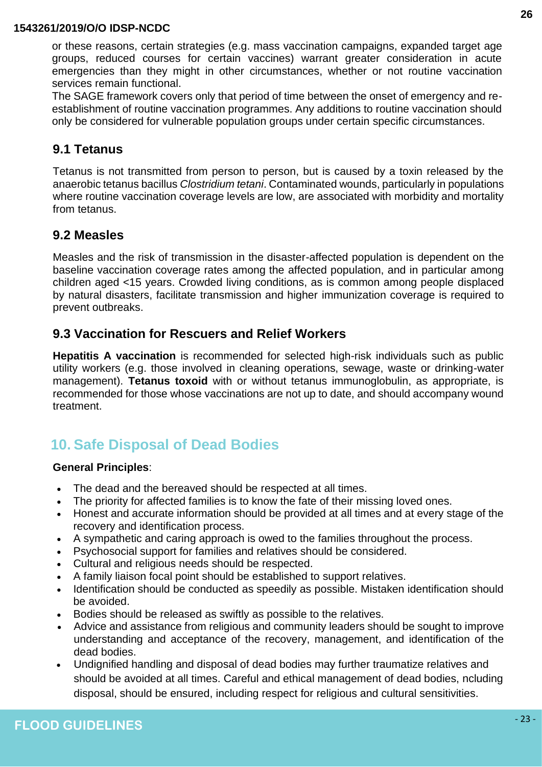or these reasons, certain strategies (e.g. mass vaccination campaigns, expanded target age groups, reduced courses for certain vaccines) warrant greater consideration in acute emergencies than they might in other circumstances, whether or not routine vaccination services remain functional.

The SAGE framework covers only that period of time between the onset of emergency and re-establishment of routine vaccination programmes. Any additions to routine vaccination should only be considered for vulnerable population groups under certain specific circumstances.

### 9.1 Tetanus

Tetanus is not transmitted from person to person, but is caused by a toxin released by the anaerobic tetanus bacillus *Clostridium tetani*. Contaminated wounds, particularly in populations where routine vaccination coverage levels are low, are associated with morbidity and mortality from tetanus.

### 9.2 Measles

Measles and the risk of transmission in the disaster-affected population is dependent on the baseline vaccination coverage rates among the affected population, and in particular among children aged <15 years. Crowded living conditions, as is common among people displaced by natural disasters, facilitate transmission and higher immunization coverage is required to prevent outbreaks.

### 9.3 Vaccination for Rescuers and Relief Workers

**Hepatitis A vaccination** is recommended for selected high-risk individuals such as public utility workers (e.g. those involved in cleaning operations, sewage, waste or drinking-water management). **Tetanus toxoid** with or without tetanus immunoglobulin, as appropriate, is recommended for those whose vaccinations are not up to date, and should accompany wound treatment.

## 10. Safe Disposal of Dead Bodies

**General Principles**:

- The dead and the bereaved should be respected at all times.
- The priority for affected families is to know the fate of their missing loved ones.
- Honest and accurate information should be provided at all times and at every stage of the recovery and identification process.
- A sympathetic and caring approach is owed to the families throughout the process.
- Psychosocial support for families and relatives should be considered.
- Cultural and religious needs should be respected.
- A family liaison focal point should be established to support relatives.
- Identification should be conducted as speedily as possible. Mistaken identification should be avoided.
- Bodies should be released as swiftly as possible to the relatives.
- Advice and assistance from religious and community leaders should be sought to improve understanding and acceptance of the recovery, management, and identification of the dead bodies.
- Undignified handling and disposal of dead bodies may further traumatize relatives and should be avoided at all times. Careful and ethical management of dead bodies, ncluding disposal, should be ensured, including respect for religious and cultural sensitivities.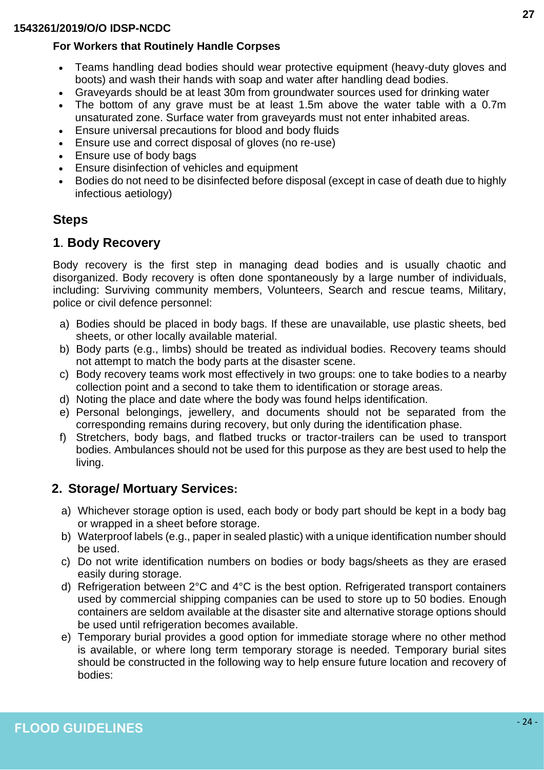**For Workers that Routinely Handle Corpses**

- Teams handling dead bodies should wear protective equipment (heavy-duty gloves and boots) and wash their hands with soap and water after handling dead bodies.
- Graveyards should be at least 30m from groundwater sources used for drinking water
- The bottom of any grave must be at least 1.5m above the water table with a 0.7m unsaturated zone. Surface water from graveyards must not enter inhabited areas.
- Ensure universal precautions for blood and body fluids
- Ensure use and correct disposal of gloves (no re-use)
- Ensure use of body bags
- Ensure disinfection of vehicles and equipment
- Bodies do not need to be disinfected before disposal (except in case of death due to highly infectious aetiology)

## Steps

### 1. Body Recovery

Body recovery is the first step in managing dead bodies and is usually chaotic and disorganized. Body recovery is often done spontaneously by a large number of individuals, including: Surviving community members, Volunteers, Search and rescue teams, Military, police or civil defence personnel:

a) Bodies should be placed in body bags. If these are unavailable, use plastic sheets, bed sheets, or other locally available material.
b) Body parts (e.g., limbs) should be treated as individual bodies. Recovery teams should not attempt to match the body parts at the disaster scene.
c) Body recovery teams work most effectively in two groups: one to take bodies to a nearby collection point and a second to take them to identification or storage areas.
d) Noting the place and date where the body was found helps identification.
e) Personal belongings, jewellery, and documents should not be separated from the corresponding remains during recovery, but only during the identification phase.
f) Stretchers, body bags, and flatbed trucks or tractor-trailers can be used to transport bodies. Ambulances should not be used for this purpose as they are best used to help the living.

### 2. Storage/ Mortuary Services:

a) Whichever storage option is used, each body or body part should be kept in a body bag or wrapped in a sheet before storage.
b) Waterproof labels (e.g., paper in sealed plastic) with a unique identification number should be used.
c) Do not write identification numbers on bodies or body bags/sheets as they are erased easily during storage.
d) Refrigeration between 2°C and 4°C is the best option. Refrigerated transport containers used by commercial shipping companies can be used to store up to 50 bodies. Enough containers are seldom available at the disaster site and alternative storage options should be used until refrigeration becomes available.
e) Temporary burial provides a good option for immediate storage where no other method is available, or where long term temporary storage is needed. Temporary burial sites should be constructed in the following way to help ensure future location and recovery of bodies: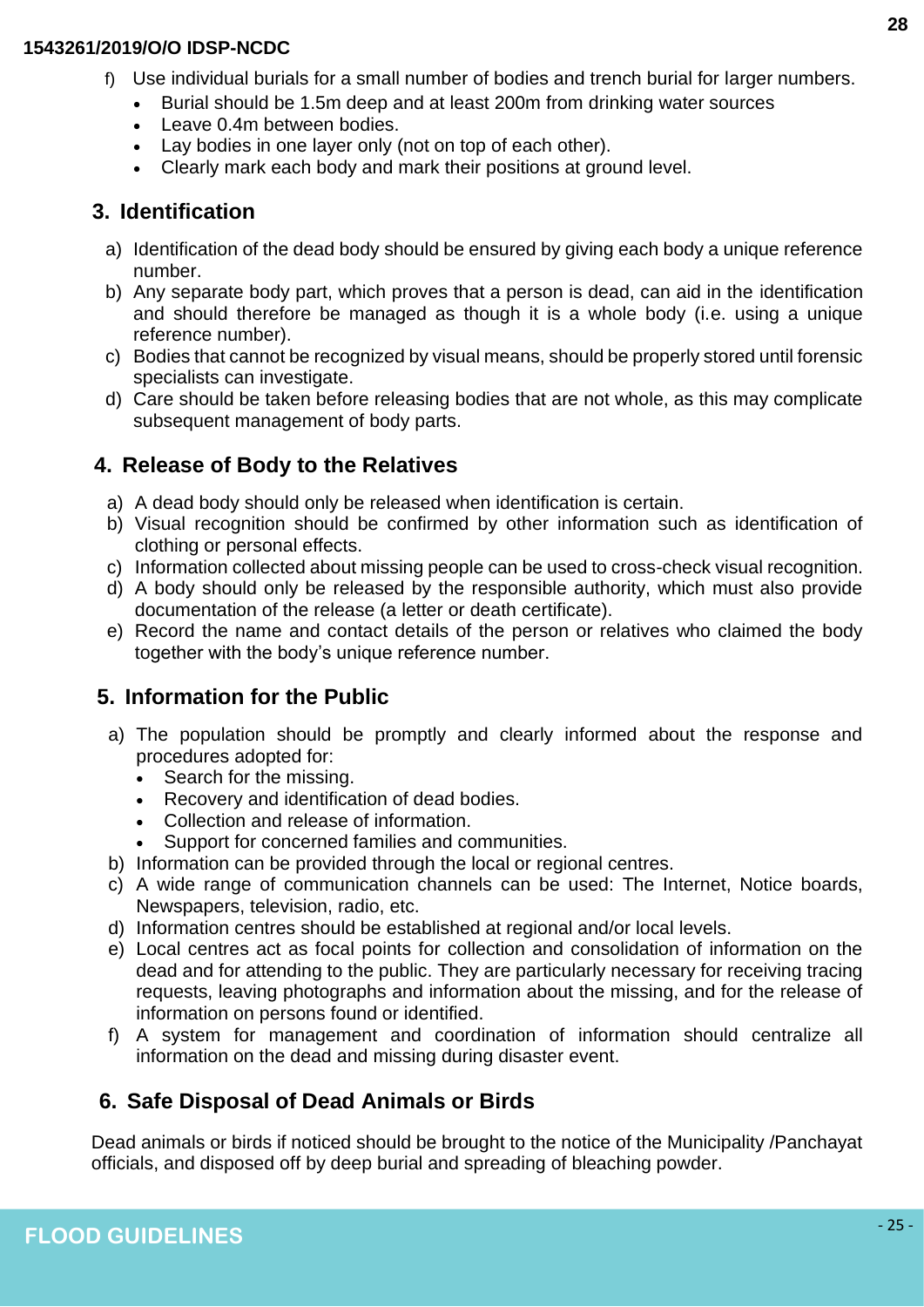f) Use individual burials for a small number of bodies and trench burial for larger numbers.
   - Burial should be 1.5m deep and at least 200m from drinking water sources
   - Leave 0.4m between bodies.
   - Lay bodies in one layer only (not on top of each other).
   - Clearly mark each body and mark their positions at ground level.

## 3. Identification

a) Identification of the dead body should be ensured by giving each body a unique reference number.
b) Any separate body part, which proves that a person is dead, can aid in the identification and should therefore be managed as though it is a whole body (i.e. using a unique reference number).
c) Bodies that cannot be recognized by visual means, should be properly stored until forensic specialists can investigate.
d) Care should be taken before releasing bodies that are not whole, as this may complicate subsequent management of body parts.

## 4. Release of Body to the Relatives

a) A dead body should only be released when identification is certain.
b) Visual recognition should be confirmed by other information such as identification of clothing or personal effects.
c) Information collected about missing people can be used to cross-check visual recognition.
d) A body should only be released by the responsible authority, which must also provide documentation of the release (a letter or death certificate).
e) Record the name and contact details of the person or relatives who claimed the body together with the body's unique reference number.

## 5. Information for the Public

a) The population should be promptly and clearly informed about the response and procedures adopted for:
   - Search for the missing.
   - Recovery and identification of dead bodies.
   - Collection and release of information.
   - Support for concerned families and communities.
b) Information can be provided through the local or regional centres.
c) A wide range of communication channels can be used: The Internet, Notice boards, Newspapers, television, radio, etc.
d) Information centres should be established at regional and/or local levels.
e) Local centres act as focal points for collection and consolidation of information on the dead and for attending to the public. They are particularly necessary for receiving tracing requests, leaving photographs and information about the missing, and for the release of information on persons found or identified.
f) A system for management and coordination of information should centralize all information on the dead and missing during disaster event.

## 6. Safe Disposal of Dead Animals or Birds

Dead animals or birds if noticed should be brought to the notice of the Municipality /Panchayat officials, and disposed off by deep burial and spreading of bleaching powder.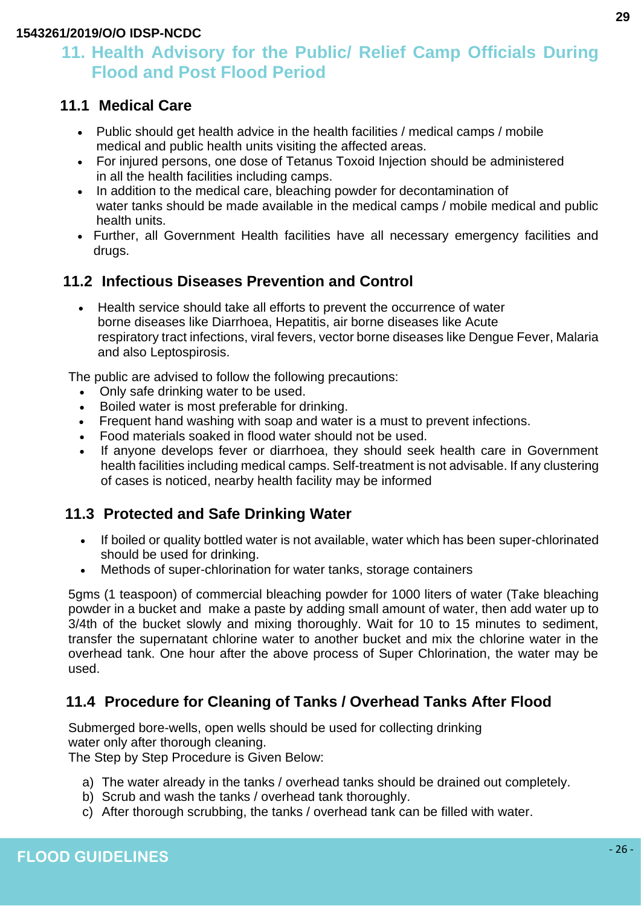## 11. Health Advisory for the Public/ Relief Camp Officials During Flood and Post Flood Period

### 11.1 Medical Care

- Public should get health advice in the health facilities / medical camps / mobile medical and public health units visiting the affected areas.
- For injured persons, one dose of Tetanus Toxoid Injection should be administered in all the health facilities including camps.
- In addition to the medical care, bleaching powder for decontamination of water tanks should be made available in the medical camps / mobile medical and public health units.
- Further, all Government Health facilities have all necessary emergency facilities and drugs.

### 11.2 Infectious Diseases Prevention and Control

- Health service should take all efforts to prevent the occurrence of water borne diseases like Diarrhoea, Hepatitis, air borne diseases like Acute respiratory tract infections, viral fevers, vector borne diseases like Dengue Fever, Malaria and also Leptospirosis.

The public are advised to follow the following precautions:

- Only safe drinking water to be used.
- Boiled water is most preferable for drinking.
- Frequent hand washing with soap and water is a must to prevent infections.
- Food materials soaked in flood water should not be used.
- If anyone develops fever or diarrhoea, they should seek health care in Government health facilities including medical camps. Self-treatment is not advisable. If any clustering of cases is noticed, nearby health facility may be informed

### 11.3 Protected and Safe Drinking Water

- If boiled or quality bottled water is not available, water which has been super-chlorinated should be used for drinking.
- Methods of super-chlorination for water tanks, storage containers

5gms (1 teaspoon) of commercial bleaching powder for 1000 liters of water (Take bleaching powder in a bucket and make a paste by adding small amount of water, then add water up to 3/4th of the bucket slowly and mixing thoroughly. Wait for 10 to 15 minutes to sediment, transfer the supernatant chlorine water to another bucket and mix the chlorine water in the overhead tank. One hour after the above process of Super Chlorination, the water may be used.

### 11.4 Procedure for Cleaning of Tanks / Overhead Tanks After Flood

Submerged bore-wells, open wells should be used for collecting drinking water only after thorough cleaning.
The Step by Step Procedure is Given Below:

a) The water already in the tanks / overhead tanks should be drained out completely.
b) Scrub and wash the tanks / overhead tank thoroughly.
c) After thorough scrubbing, the tanks / overhead tank can be filled with water.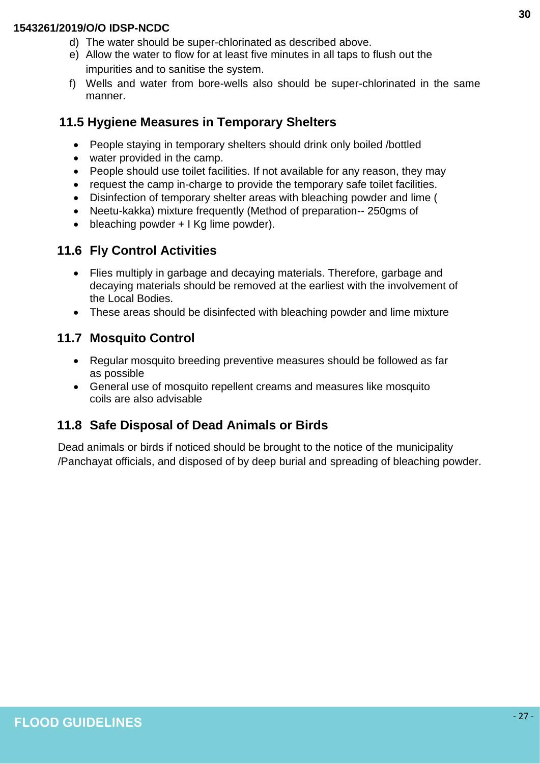d) The water should be super-chlorinated as described above.
e) Allow the water to flow for at least five minutes in all taps to flush out the impurities and to sanitise the system.
f) Wells and water from bore-wells also should be super-chlorinated in the same manner.

## 11.5 Hygiene Measures in Temporary Shelters

- People staying in temporary shelters should drink only boiled /bottled
- water provided in the camp.
- People should use toilet facilities. If not available for any reason, they may
- request the camp in-charge to provide the temporary safe toilet facilities.
- Disinfection of temporary shelter areas with bleaching powder and lime (
- Neetu-kakka) mixture frequently (Method of preparation-- 250gms of
- bleaching powder + I Kg lime powder).

## 11.6 Fly Control Activities

- Flies multiply in garbage and decaying materials. Therefore, garbage and decaying materials should be removed at the earliest with the involvement of the Local Bodies.
- These areas should be disinfected with bleaching powder and lime mixture

## 11.7 Mosquito Control

- Regular mosquito breeding preventive measures should be followed as far as possible
- General use of mosquito repellent creams and measures like mosquito coils are also advisable

## 11.8 Safe Disposal of Dead Animals or Birds

Dead animals or birds if noticed should be brought to the notice of the municipality /Panchayat officials, and disposed of by deep burial and spreading of bleaching powder.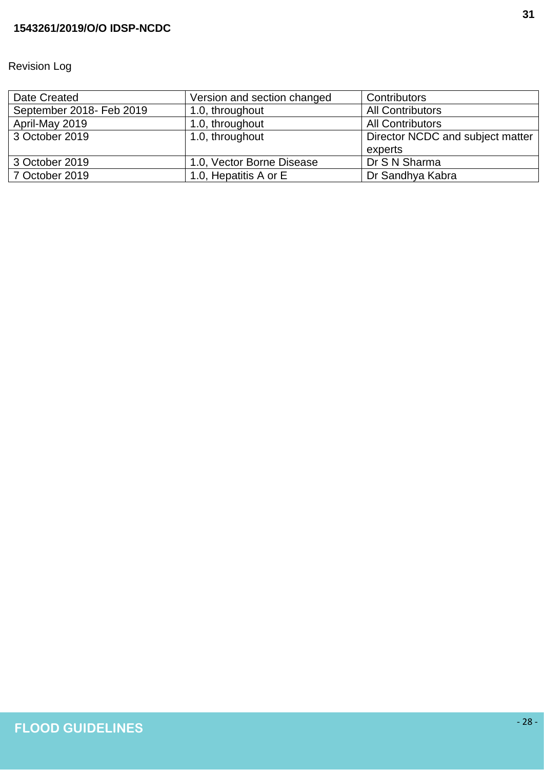Revision Log

| Date Created | Version and section changed | Contributors |
| --- | --- | --- |
| September 2018- Feb 2019 | 1.0, throughout | All Contributors |
| April-May 2019 | 1.0, throughout | All Contributors |
| 3 October 2019 | 1.0, throughout | Director NCDC and subject matter experts |
| 3 October 2019 | 1.0, Vector Borne Disease | Dr S N Sharma |
| 7 October 2019 | 1.0, Hepatitis A or E | Dr Sandhya Kabra |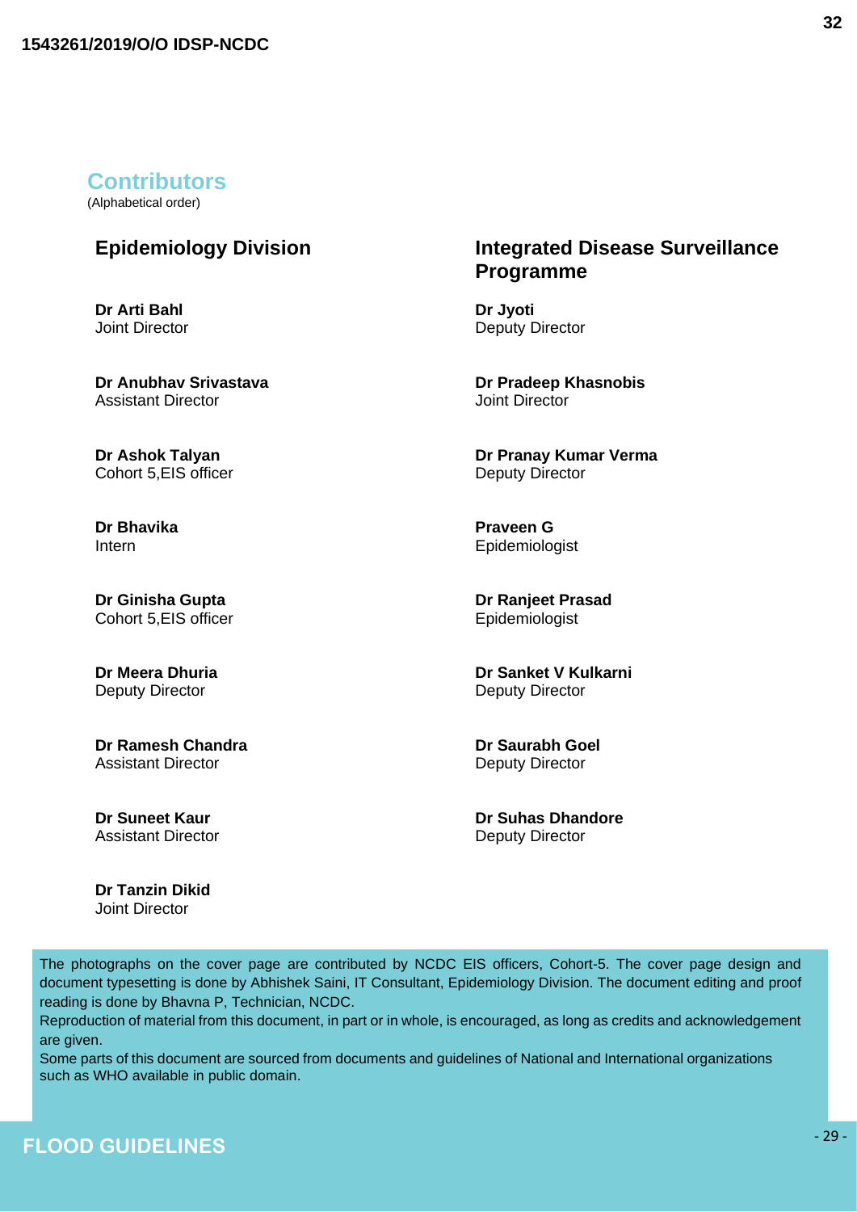## Contributors

(Alphabetical order)

### Epidemiology Division

**Dr Arti Bahl**
Joint Director

**Dr Anubhav Srivastava**
Assistant Director

**Dr Ashok Talyan**
Cohort 5,EIS officer

**Dr Bhavika**
Intern

**Dr Ginisha Gupta**
Cohort 5,EIS officer

**Dr Meera Dhuria**
Deputy Director

**Dr Ramesh Chandra**
Assistant Director

**Dr Suneet Kaur**
Assistant Director

**Dr Tanzin Dikid**
Joint Director

### Integrated Disease Surveillance Programme

**Dr Jyoti**
Deputy Director

**Dr Pradeep Khasnobis**
Joint Director

**Dr Pranay Kumar Verma**
Deputy Director

**Praveen G**
Epidemiologist

**Dr Ranjeet Prasad**
Epidemiologist

**Dr Sanket V Kulkarni**
Deputy Director

**Dr Saurabh Goel**
Deputy Director

**Dr Suhas Dhandore**
Deputy Director

The photographs on the cover page are contributed by NCDC EIS officers, Cohort-5. The cover page design and document typesetting is done by Abhishek Saini, IT Consultant, Epidemiology Division. The document editing and proof reading is done by Bhavna P, Technician, NCDC.

Reproduction of material from this document, in part or in whole, is encouraged, as long as credits and acknowledgement are given.

Some parts of this document are sourced from documents and guidelines of National and International organizations such as WHO available in public domain.